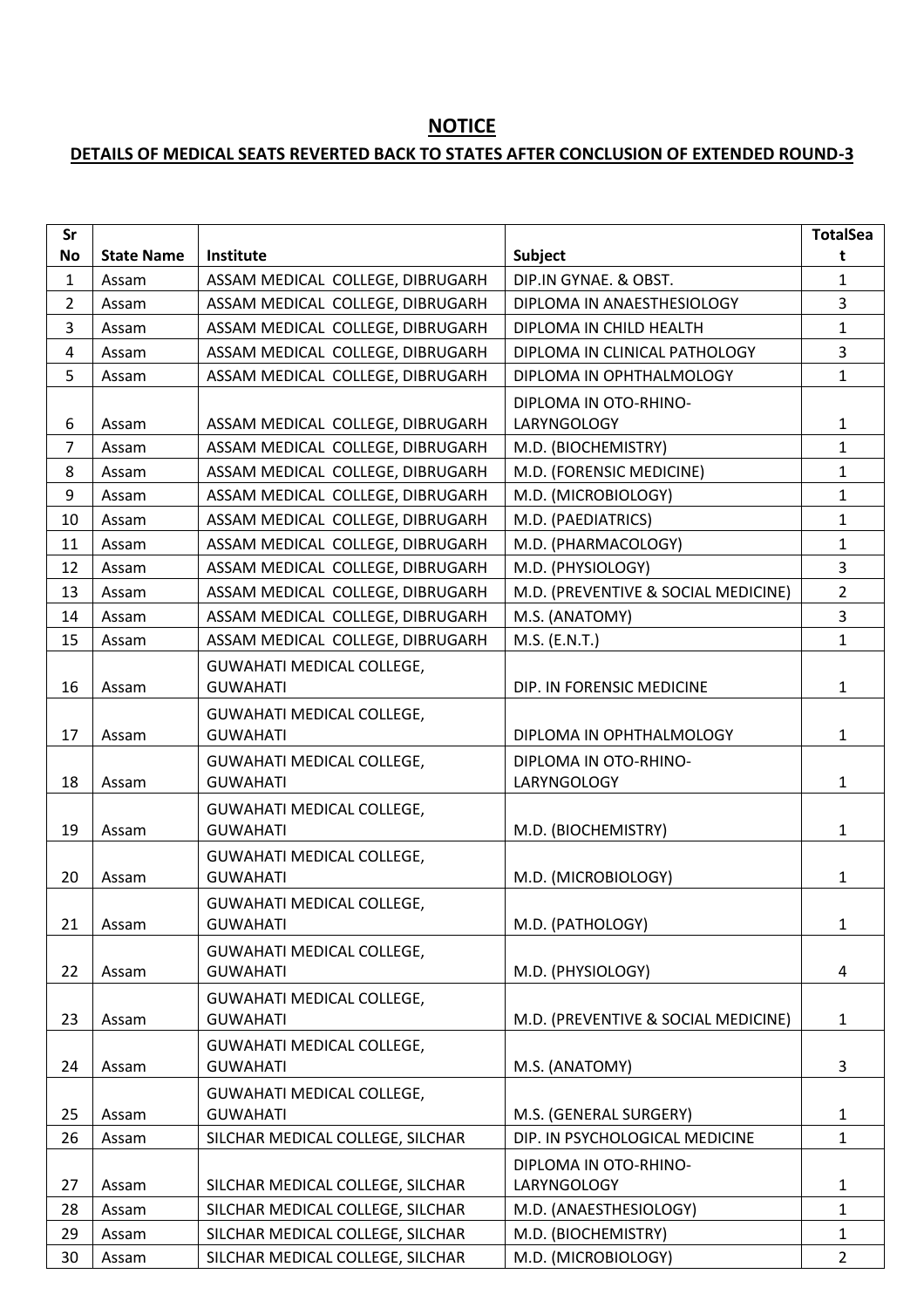# NOTICE

## DETAILS OF MEDICAL SEATS REVERTED BACK TO STATES AFTER CONCLUSION OF EXTENDED ROUND-3

| Sr No | State Name | Institute | Subject | TotalSeat |
|---|---|---|---|---|
| 1 | Assam | ASSAM MEDICAL COLLEGE, DIBRUGARH | DIP.IN GYNAE. & OBST. | 1 |
| 2 | Assam | ASSAM MEDICAL COLLEGE, DIBRUGARH | DIPLOMA IN ANAESTHESIOLOGY | 3 |
| 3 | Assam | ASSAM MEDICAL COLLEGE, DIBRUGARH | DIPLOMA IN CHILD HEALTH | 1 |
| 4 | Assam | ASSAM MEDICAL COLLEGE, DIBRUGARH | DIPLOMA IN CLINICAL PATHOLOGY | 3 |
| 5 | Assam | ASSAM MEDICAL COLLEGE, DIBRUGARH | DIPLOMA IN OPHTHALMOLOGY | 1 |
| 6 | Assam | ASSAM MEDICAL COLLEGE, DIBRUGARH | DIPLOMA IN OTO-RHINO-LARYNGOLOGY | 1 |
| 7 | Assam | ASSAM MEDICAL COLLEGE, DIBRUGARH | M.D. (BIOCHEMISTRY) | 1 |
| 8 | Assam | ASSAM MEDICAL COLLEGE, DIBRUGARH | M.D. (FORENSIC MEDICINE) | 1 |
| 9 | Assam | ASSAM MEDICAL COLLEGE, DIBRUGARH | M.D. (MICROBIOLOGY) | 1 |
| 10 | Assam | ASSAM MEDICAL COLLEGE, DIBRUGARH | M.D. (PAEDIATRICS) | 1 |
| 11 | Assam | ASSAM MEDICAL COLLEGE, DIBRUGARH | M.D. (PHARMACOLOGY) | 1 |
| 12 | Assam | ASSAM MEDICAL COLLEGE, DIBRUGARH | M.D. (PHYSIOLOGY) | 3 |
| 13 | Assam | ASSAM MEDICAL COLLEGE, DIBRUGARH | M.D. (PREVENTIVE & SOCIAL MEDICINE) | 2 |
| 14 | Assam | ASSAM MEDICAL COLLEGE, DIBRUGARH | M.S. (ANATOMY) | 3 |
| 15 | Assam | ASSAM MEDICAL COLLEGE, DIBRUGARH | M.S. (E.N.T.) | 1 |
| 16 | Assam | GUWAHATI MEDICAL COLLEGE, GUWAHATI | DIP. IN FORENSIC MEDICINE | 1 |
| 17 | Assam | GUWAHATI MEDICAL COLLEGE, GUWAHATI | DIPLOMA IN OPHTHALMOLOGY | 1 |
| 18 | Assam | GUWAHATI MEDICAL COLLEGE, GUWAHATI | DIPLOMA IN OTO-RHINO-LARYNGOLOGY | 1 |
| 19 | Assam | GUWAHATI MEDICAL COLLEGE, GUWAHATI | M.D. (BIOCHEMISTRY) | 1 |
| 20 | Assam | GUWAHATI MEDICAL COLLEGE, GUWAHATI | M.D. (MICROBIOLOGY) | 1 |
| 21 | Assam | GUWAHATI MEDICAL COLLEGE, GUWAHATI | M.D. (PATHOLOGY) | 1 |
| 22 | Assam | GUWAHATI MEDICAL COLLEGE, GUWAHATI | M.D. (PHYSIOLOGY) | 4 |
| 23 | Assam | GUWAHATI MEDICAL COLLEGE, GUWAHATI | M.D. (PREVENTIVE & SOCIAL MEDICINE) | 1 |
| 24 | Assam | GUWAHATI MEDICAL COLLEGE, GUWAHATI | M.S. (ANATOMY) | 3 |
| 25 | Assam | GUWAHATI MEDICAL COLLEGE, GUWAHATI | M.S. (GENERAL SURGERY) | 1 |
| 26 | Assam | SILCHAR MEDICAL COLLEGE, SILCHAR | DIP. IN PSYCHOLOGICAL MEDICINE | 1 |
| 27 | Assam | SILCHAR MEDICAL COLLEGE, SILCHAR | DIPLOMA IN OTO-RHINO-LARYNGOLOGY | 1 |
| 28 | Assam | SILCHAR MEDICAL COLLEGE, SILCHAR | M.D. (ANAESTHESIOLOGY) | 1 |
| 29 | Assam | SILCHAR MEDICAL COLLEGE, SILCHAR | M.D. (BIOCHEMISTRY) | 1 |
| 30 | Assam | SILCHAR MEDICAL COLLEGE, SILCHAR | M.D. (MICROBIOLOGY) | 2 |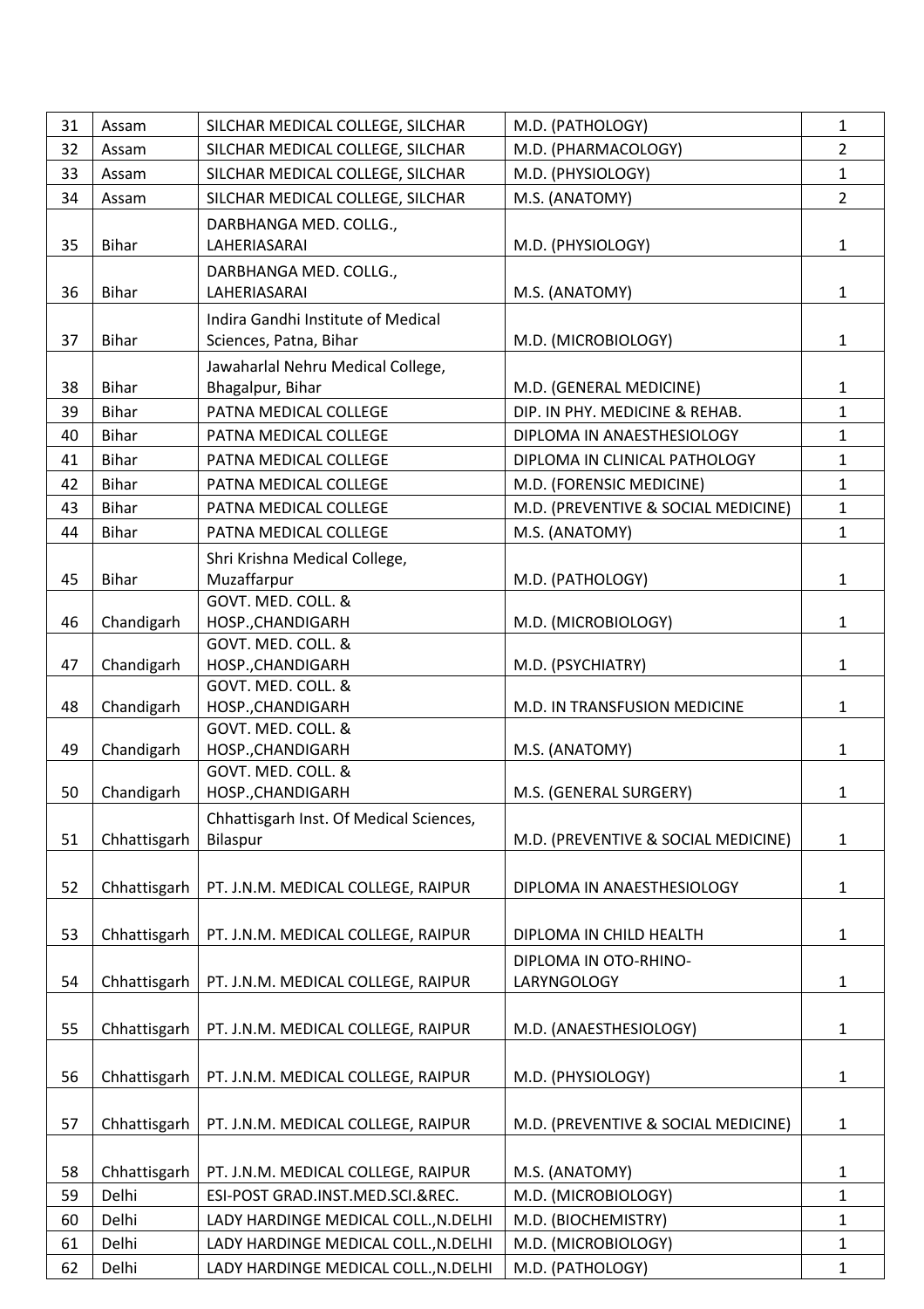| 31 | Assam | SILCHAR MEDICAL COLLEGE, SILCHAR | M.D. (PATHOLOGY) | 1 |
|---|---|---|---|---|
| 32 | Assam | SILCHAR MEDICAL COLLEGE, SILCHAR | M.D. (PHARMACOLOGY) | 2 |
| 33 | Assam | SILCHAR MEDICAL COLLEGE, SILCHAR | M.D. (PHYSIOLOGY) | 1 |
| 34 | Assam | SILCHAR MEDICAL COLLEGE, SILCHAR | M.S. (ANATOMY) | 2 |
| 35 | Bihar | DARBHANGA MED. COLLG., LAHERIASARAI | M.D. (PHYSIOLOGY) | 1 |
| 36 | Bihar | DARBHANGA MED. COLLG., LAHERIASARAI | M.S. (ANATOMY) | 1 |
| 37 | Bihar | Indira Gandhi Institute of Medical Sciences, Patna, Bihar | M.D. (MICROBIOLOGY) | 1 |
| 38 | Bihar | Jawaharlal Nehru Medical College, Bhagalpur, Bihar | M.D. (GENERAL MEDICINE) | 1 |
| 39 | Bihar | PATNA MEDICAL COLLEGE | DIP. IN PHY. MEDICINE & REHAB. | 1 |
| 40 | Bihar | PATNA MEDICAL COLLEGE | DIPLOMA IN ANAESTHESIOLOGY | 1 |
| 41 | Bihar | PATNA MEDICAL COLLEGE | DIPLOMA IN CLINICAL PATHOLOGY | 1 |
| 42 | Bihar | PATNA MEDICAL COLLEGE | M.D. (FORENSIC MEDICINE) | 1 |
| 43 | Bihar | PATNA MEDICAL COLLEGE | M.D. (PREVENTIVE & SOCIAL MEDICINE) | 1 |
| 44 | Bihar | PATNA MEDICAL COLLEGE | M.S. (ANATOMY) | 1 |
| 45 | Bihar | Shri Krishna Medical College, Muzaffarpur | M.D. (PATHOLOGY) | 1 |
| 46 | Chandigarh | GOVT. MED. COLL. & HOSP.,CHANDIGARH | M.D. (MICROBIOLOGY) | 1 |
| 47 | Chandigarh | GOVT. MED. COLL. & HOSP.,CHANDIGARH | M.D. (PSYCHIATRY) | 1 |
| 48 | Chandigarh | GOVT. MED. COLL. & HOSP.,CHANDIGARH | M.D. IN TRANSFUSION MEDICINE | 1 |
| 49 | Chandigarh | GOVT. MED. COLL. & HOSP.,CHANDIGARH | M.S. (ANATOMY) | 1 |
| 50 | Chandigarh | GOVT. MED. COLL. & HOSP.,CHANDIGARH | M.S. (GENERAL SURGERY) | 1 |
| 51 | Chhattisgarh | Chhattisgarh Inst. Of Medical Sciences, Bilaspur | M.D. (PREVENTIVE & SOCIAL MEDICINE) | 1 |
| 52 | Chhattisgarh | PT. J.N.M. MEDICAL COLLEGE, RAIPUR | DIPLOMA IN ANAESTHESIOLOGY | 1 |
| 53 | Chhattisgarh | PT. J.N.M. MEDICAL COLLEGE, RAIPUR | DIPLOMA IN CHILD HEALTH | 1 |
| 54 | Chhattisgarh | PT. J.N.M. MEDICAL COLLEGE, RAIPUR | DIPLOMA IN OTO-RHINO-LARYNGOLOGY | 1 |
| 55 | Chhattisgarh | PT. J.N.M. MEDICAL COLLEGE, RAIPUR | M.D. (ANAESTHESIOLOGY) | 1 |
| 56 | Chhattisgarh | PT. J.N.M. MEDICAL COLLEGE, RAIPUR | M.D. (PHYSIOLOGY) | 1 |
| 57 | Chhattisgarh | PT. J.N.M. MEDICAL COLLEGE, RAIPUR | M.D. (PREVENTIVE & SOCIAL MEDICINE) | 1 |
| 58 | Chhattisgarh | PT. J.N.M. MEDICAL COLLEGE, RAIPUR | M.S. (ANATOMY) | 1 |
| 59 | Delhi | ESI-POST GRAD.INST.MED.SCI.&REC. | M.D. (MICROBIOLOGY) | 1 |
| 60 | Delhi | LADY HARDINGE MEDICAL COLL.,N.DELHI | M.D. (BIOCHEMISTRY) | 1 |
| 61 | Delhi | LADY HARDINGE MEDICAL COLL.,N.DELHI | M.D. (MICROBIOLOGY) | 1 |
| 62 | Delhi | LADY HARDINGE MEDICAL COLL.,N.DELHI | M.D. (PATHOLOGY) | 1 |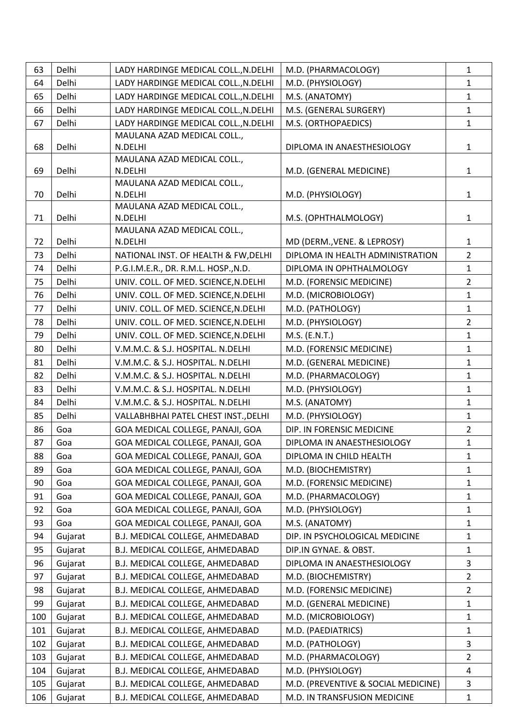| 63 | Delhi | LADY HARDINGE MEDICAL COLL.,N.DELHI | M.D. (PHARMACOLOGY) | 1 |
|---|---|---|---|---|
| 64 | Delhi | LADY HARDINGE MEDICAL COLL.,N.DELHI | M.D. (PHYSIOLOGY) | 1 |
| 65 | Delhi | LADY HARDINGE MEDICAL COLL.,N.DELHI | M.S. (ANATOMY) | 1 |
| 66 | Delhi | LADY HARDINGE MEDICAL COLL.,N.DELHI | M.S. (GENERAL SURGERY) | 1 |
| 67 | Delhi | LADY HARDINGE MEDICAL COLL.,N.DELHI | M.S. (ORTHOPAEDICS) | 1 |
| 68 | Delhi | MAULANA AZAD MEDICAL COLL., N.DELHI | DIPLOMA IN ANAESTHESIOLOGY | 1 |
| 69 | Delhi | MAULANA AZAD MEDICAL COLL., N.DELHI | M.D. (GENERAL MEDICINE) | 1 |
| 70 | Delhi | MAULANA AZAD MEDICAL COLL., N.DELHI | M.D. (PHYSIOLOGY) | 1 |
| 71 | Delhi | MAULANA AZAD MEDICAL COLL., N.DELHI | M.S. (OPHTHALMOLOGY) | 1 |
| 72 | Delhi | MAULANA AZAD MEDICAL COLL., N.DELHI | MD (DERM.,VENE. & LEPROSY) | 1 |
| 73 | Delhi | NATIONAL INST. OF HEALTH & FW,DELHI | DIPLOMA IN HEALTH ADMINISTRATION | 2 |
| 74 | Delhi | P.G.I.M.E.R., DR. R.M.L. HOSP.,N.D. | DIPLOMA IN OPHTHALMOLOGY | 1 |
| 75 | Delhi | UNIV. COLL. OF MED. SCIENCE,N.DELHI | M.D. (FORENSIC MEDICINE) | 2 |
| 76 | Delhi | UNIV. COLL. OF MED. SCIENCE,N.DELHI | M.D. (MICROBIOLOGY) | 1 |
| 77 | Delhi | UNIV. COLL. OF MED. SCIENCE,N.DELHI | M.D. (PATHOLOGY) | 1 |
| 78 | Delhi | UNIV. COLL. OF MED. SCIENCE,N.DELHI | M.D. (PHYSIOLOGY) | 2 |
| 79 | Delhi | UNIV. COLL. OF MED. SCIENCE,N.DELHI | M.S. (E.N.T.) | 1 |
| 80 | Delhi | V.M.M.C. & S.J. HOSPITAL. N.DELHI | M.D. (FORENSIC MEDICINE) | 1 |
| 81 | Delhi | V.M.M.C. & S.J. HOSPITAL. N.DELHI | M.D. (GENERAL MEDICINE) | 1 |
| 82 | Delhi | V.M.M.C. & S.J. HOSPITAL. N.DELHI | M.D. (PHARMACOLOGY) | 1 |
| 83 | Delhi | V.M.M.C. & S.J. HOSPITAL. N.DELHI | M.D. (PHYSIOLOGY) | 1 |
| 84 | Delhi | V.M.M.C. & S.J. HOSPITAL. N.DELHI | M.S. (ANATOMY) | 1 |
| 85 | Delhi | VALLABHBHAI PATEL CHEST INST.,DELHI | M.D. (PHYSIOLOGY) | 1 |
| 86 | Goa | GOA MEDICAL COLLEGE, PANAJI, GOA | DIP. IN FORENSIC MEDICINE | 2 |
| 87 | Goa | GOA MEDICAL COLLEGE, PANAJI, GOA | DIPLOMA IN ANAESTHESIOLOGY | 1 |
| 88 | Goa | GOA MEDICAL COLLEGE, PANAJI, GOA | DIPLOMA IN CHILD HEALTH | 1 |
| 89 | Goa | GOA MEDICAL COLLEGE, PANAJI, GOA | M.D. (BIOCHEMISTRY) | 1 |
| 90 | Goa | GOA MEDICAL COLLEGE, PANAJI, GOA | M.D. (FORENSIC MEDICINE) | 1 |
| 91 | Goa | GOA MEDICAL COLLEGE, PANAJI, GOA | M.D. (PHARMACOLOGY) | 1 |
| 92 | Goa | GOA MEDICAL COLLEGE, PANAJI, GOA | M.D. (PHYSIOLOGY) | 1 |
| 93 | Goa | GOA MEDICAL COLLEGE, PANAJI, GOA | M.S. (ANATOMY) | 1 |
| 94 | Gujarat | B.J. MEDICAL COLLEGE, AHMEDABAD | DIP. IN PSYCHOLOGICAL MEDICINE | 1 |
| 95 | Gujarat | B.J. MEDICAL COLLEGE, AHMEDABAD | DIP.IN GYNAE. & OBST. | 1 |
| 96 | Gujarat | B.J. MEDICAL COLLEGE, AHMEDABAD | DIPLOMA IN ANAESTHESIOLOGY | 3 |
| 97 | Gujarat | B.J. MEDICAL COLLEGE, AHMEDABAD | M.D. (BIOCHEMISTRY) | 2 |
| 98 | Gujarat | B.J. MEDICAL COLLEGE, AHMEDABAD | M.D. (FORENSIC MEDICINE) | 2 |
| 99 | Gujarat | B.J. MEDICAL COLLEGE, AHMEDABAD | M.D. (GENERAL MEDICINE) | 1 |
| 100 | Gujarat | B.J. MEDICAL COLLEGE, AHMEDABAD | M.D. (MICROBIOLOGY) | 1 |
| 101 | Gujarat | B.J. MEDICAL COLLEGE, AHMEDABAD | M.D. (PAEDIATRICS) | 1 |
| 102 | Gujarat | B.J. MEDICAL COLLEGE, AHMEDABAD | M.D. (PATHOLOGY) | 3 |
| 103 | Gujarat | B.J. MEDICAL COLLEGE, AHMEDABAD | M.D. (PHARMACOLOGY) | 2 |
| 104 | Gujarat | B.J. MEDICAL COLLEGE, AHMEDABAD | M.D. (PHYSIOLOGY) | 4 |
| 105 | Gujarat | B.J. MEDICAL COLLEGE, AHMEDABAD | M.D. (PREVENTIVE & SOCIAL MEDICINE) | 3 |
| 106 | Gujarat | B.J. MEDICAL COLLEGE, AHMEDABAD | M.D. IN TRANSFUSION MEDICINE | 1 |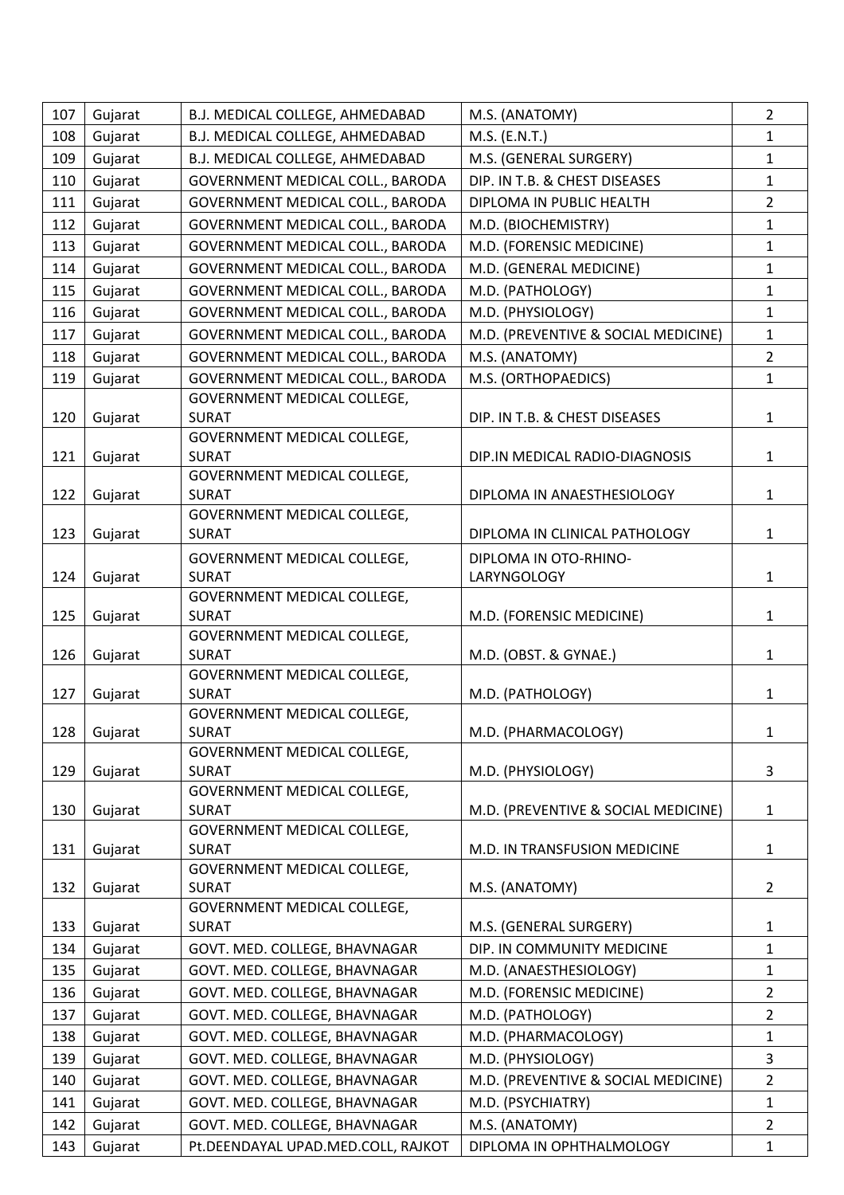| 107 | Gujarat | B.J. MEDICAL COLLEGE, AHMEDABAD | M.S. (ANATOMY) | 2 |
|---|---|---|---|---|
| 108 | Gujarat | B.J. MEDICAL COLLEGE, AHMEDABAD | M.S. (E.N.T.) | 1 |
| 109 | Gujarat | B.J. MEDICAL COLLEGE, AHMEDABAD | M.S. (GENERAL SURGERY) | 1 |
| 110 | Gujarat | GOVERNMENT MEDICAL COLL., BARODA | DIP. IN T.B. & CHEST DISEASES | 1 |
| 111 | Gujarat | GOVERNMENT MEDICAL COLL., BARODA | DIPLOMA IN PUBLIC HEALTH | 2 |
| 112 | Gujarat | GOVERNMENT MEDICAL COLL., BARODA | M.D. (BIOCHEMISTRY) | 1 |
| 113 | Gujarat | GOVERNMENT MEDICAL COLL., BARODA | M.D. (FORENSIC MEDICINE) | 1 |
| 114 | Gujarat | GOVERNMENT MEDICAL COLL., BARODA | M.D. (GENERAL MEDICINE) | 1 |
| 115 | Gujarat | GOVERNMENT MEDICAL COLL., BARODA | M.D. (PATHOLOGY) | 1 |
| 116 | Gujarat | GOVERNMENT MEDICAL COLL., BARODA | M.D. (PHYSIOLOGY) | 1 |
| 117 | Gujarat | GOVERNMENT MEDICAL COLL., BARODA | M.D. (PREVENTIVE & SOCIAL MEDICINE) | 1 |
| 118 | Gujarat | GOVERNMENT MEDICAL COLL., BARODA | M.S. (ANATOMY) | 2 |
| 119 | Gujarat | GOVERNMENT MEDICAL COLL., BARODA | M.S. (ORTHOPAEDICS) | 1 |
| 120 | Gujarat | GOVERNMENT MEDICAL COLLEGE, SURAT | DIP. IN T.B. & CHEST DISEASES | 1 |
| 121 | Gujarat | GOVERNMENT MEDICAL COLLEGE, SURAT | DIP.IN MEDICAL RADIO-DIAGNOSIS | 1 |
| 122 | Gujarat | GOVERNMENT MEDICAL COLLEGE, SURAT | DIPLOMA IN ANAESTHESIOLOGY | 1 |
| 123 | Gujarat | GOVERNMENT MEDICAL COLLEGE, SURAT | DIPLOMA IN CLINICAL PATHOLOGY | 1 |
| 124 | Gujarat | GOVERNMENT MEDICAL COLLEGE, SURAT | DIPLOMA IN OTO-RHINO-LARYNGOLOGY | 1 |
| 125 | Gujarat | GOVERNMENT MEDICAL COLLEGE, SURAT | M.D. (FORENSIC MEDICINE) | 1 |
| 126 | Gujarat | GOVERNMENT MEDICAL COLLEGE, SURAT | M.D. (OBST. & GYNAE.) | 1 |
| 127 | Gujarat | GOVERNMENT MEDICAL COLLEGE, SURAT | M.D. (PATHOLOGY) | 1 |
| 128 | Gujarat | GOVERNMENT MEDICAL COLLEGE, SURAT | M.D. (PHARMACOLOGY) | 1 |
| 129 | Gujarat | GOVERNMENT MEDICAL COLLEGE, SURAT | M.D. (PHYSIOLOGY) | 3 |
| 130 | Gujarat | GOVERNMENT MEDICAL COLLEGE, SURAT | M.D. (PREVENTIVE & SOCIAL MEDICINE) | 1 |
| 131 | Gujarat | GOVERNMENT MEDICAL COLLEGE, SURAT | M.D. IN TRANSFUSION MEDICINE | 1 |
| 132 | Gujarat | GOVERNMENT MEDICAL COLLEGE, SURAT | M.S. (ANATOMY) | 2 |
| 133 | Gujarat | GOVERNMENT MEDICAL COLLEGE, SURAT | M.S. (GENERAL SURGERY) | 1 |
| 134 | Gujarat | GOVT. MED. COLLEGE, BHAVNAGAR | DIP. IN COMMUNITY MEDICINE | 1 |
| 135 | Gujarat | GOVT. MED. COLLEGE, BHAVNAGAR | M.D. (ANAESTHESIOLOGY) | 1 |
| 136 | Gujarat | GOVT. MED. COLLEGE, BHAVNAGAR | M.D. (FORENSIC MEDICINE) | 2 |
| 137 | Gujarat | GOVT. MED. COLLEGE, BHAVNAGAR | M.D. (PATHOLOGY) | 2 |
| 138 | Gujarat | GOVT. MED. COLLEGE, BHAVNAGAR | M.D. (PHARMACOLOGY) | 1 |
| 139 | Gujarat | GOVT. MED. COLLEGE, BHAVNAGAR | M.D. (PHYSIOLOGY) | 3 |
| 140 | Gujarat | GOVT. MED. COLLEGE, BHAVNAGAR | M.D. (PREVENTIVE & SOCIAL MEDICINE) | 2 |
| 141 | Gujarat | GOVT. MED. COLLEGE, BHAVNAGAR | M.D. (PSYCHIATRY) | 1 |
| 142 | Gujarat | GOVT. MED. COLLEGE, BHAVNAGAR | M.S. (ANATOMY) | 2 |
| 143 | Gujarat | Pt.DEENDAYAL UPAD.MED.COLL, RAJKOT | DIPLOMA IN OPHTHALMOLOGY | 1 |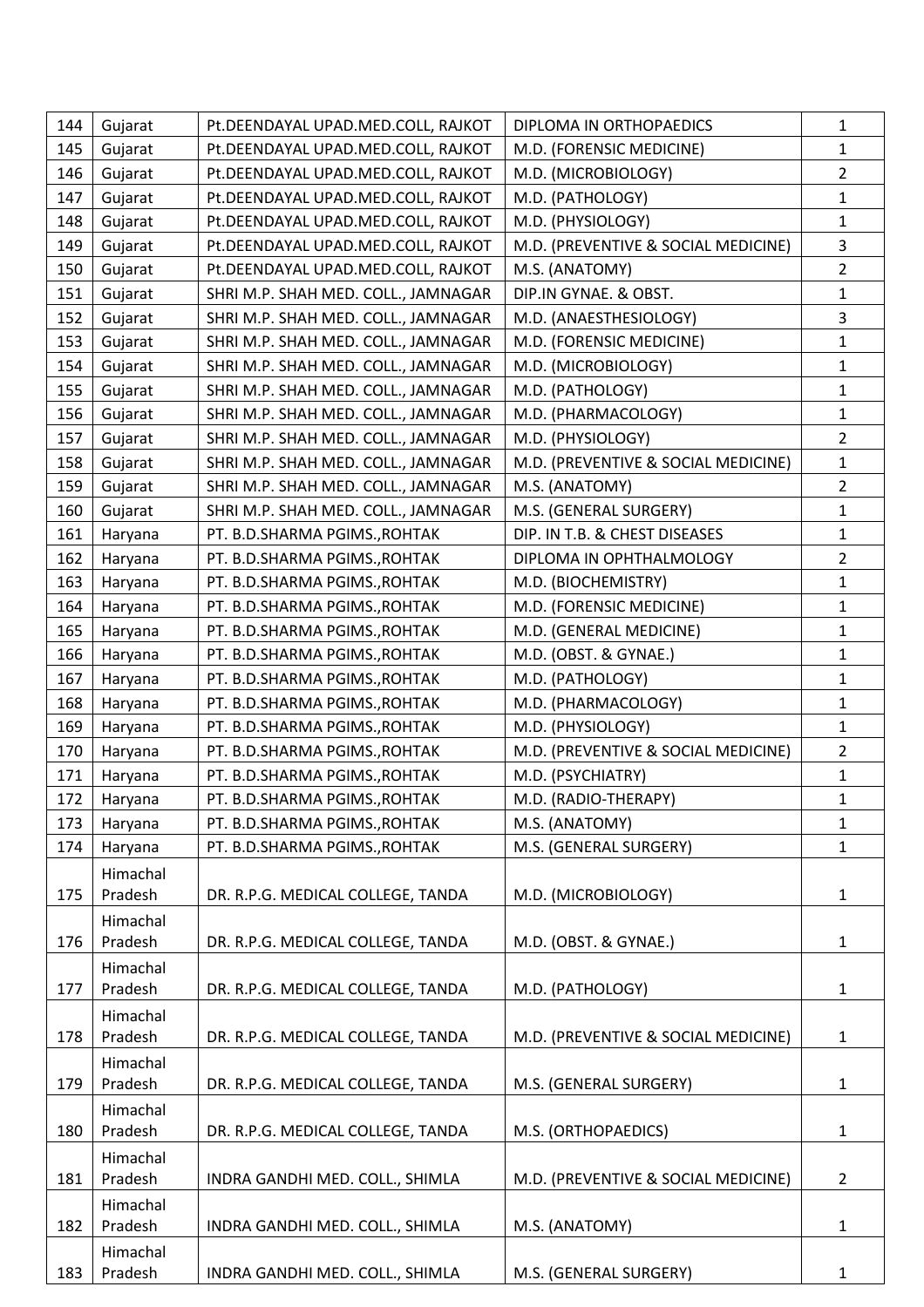| 144 | Gujarat | Pt.DEENDAYAL UPAD.MED.COLL, RAJKOT | DIPLOMA IN ORTHOPAEDICS | 1 |
|---|---|---|---|---|
| 145 | Gujarat | Pt.DEENDAYAL UPAD.MED.COLL, RAJKOT | M.D. (FORENSIC MEDICINE) | 1 |
| 146 | Gujarat | Pt.DEENDAYAL UPAD.MED.COLL, RAJKOT | M.D. (MICROBIOLOGY) | 2 |
| 147 | Gujarat | Pt.DEENDAYAL UPAD.MED.COLL, RAJKOT | M.D. (PATHOLOGY) | 1 |
| 148 | Gujarat | Pt.DEENDAYAL UPAD.MED.COLL, RAJKOT | M.D. (PHYSIOLOGY) | 1 |
| 149 | Gujarat | Pt.DEENDAYAL UPAD.MED.COLL, RAJKOT | M.D. (PREVENTIVE & SOCIAL MEDICINE) | 3 |
| 150 | Gujarat | Pt.DEENDAYAL UPAD.MED.COLL, RAJKOT | M.S. (ANATOMY) | 2 |
| 151 | Gujarat | SHRI M.P. SHAH MED. COLL., JAMNAGAR | DIP.IN GYNAE. & OBST. | 1 |
| 152 | Gujarat | SHRI M.P. SHAH MED. COLL., JAMNAGAR | M.D. (ANAESTHESIOLOGY) | 3 |
| 153 | Gujarat | SHRI M.P. SHAH MED. COLL., JAMNAGAR | M.D. (FORENSIC MEDICINE) | 1 |
| 154 | Gujarat | SHRI M.P. SHAH MED. COLL., JAMNAGAR | M.D. (MICROBIOLOGY) | 1 |
| 155 | Gujarat | SHRI M.P. SHAH MED. COLL., JAMNAGAR | M.D. (PATHOLOGY) | 1 |
| 156 | Gujarat | SHRI M.P. SHAH MED. COLL., JAMNAGAR | M.D. (PHARMACOLOGY) | 1 |
| 157 | Gujarat | SHRI M.P. SHAH MED. COLL., JAMNAGAR | M.D. (PHYSIOLOGY) | 2 |
| 158 | Gujarat | SHRI M.P. SHAH MED. COLL., JAMNAGAR | M.D. (PREVENTIVE & SOCIAL MEDICINE) | 1 |
| 159 | Gujarat | SHRI M.P. SHAH MED. COLL., JAMNAGAR | M.S. (ANATOMY) | 2 |
| 160 | Gujarat | SHRI M.P. SHAH MED. COLL., JAMNAGAR | M.S. (GENERAL SURGERY) | 1 |
| 161 | Haryana | PT. B.D.SHARMA PGIMS.,ROHTAK | DIP. IN T.B. & CHEST DISEASES | 1 |
| 162 | Haryana | PT. B.D.SHARMA PGIMS.,ROHTAK | DIPLOMA IN OPHTHALMOLOGY | 2 |
| 163 | Haryana | PT. B.D.SHARMA PGIMS.,ROHTAK | M.D. (BIOCHEMISTRY) | 1 |
| 164 | Haryana | PT. B.D.SHARMA PGIMS.,ROHTAK | M.D. (FORENSIC MEDICINE) | 1 |
| 165 | Haryana | PT. B.D.SHARMA PGIMS.,ROHTAK | M.D. (GENERAL MEDICINE) | 1 |
| 166 | Haryana | PT. B.D.SHARMA PGIMS.,ROHTAK | M.D. (OBST. & GYNAE.) | 1 |
| 167 | Haryana | PT. B.D.SHARMA PGIMS.,ROHTAK | M.D. (PATHOLOGY) | 1 |
| 168 | Haryana | PT. B.D.SHARMA PGIMS.,ROHTAK | M.D. (PHARMACOLOGY) | 1 |
| 169 | Haryana | PT. B.D.SHARMA PGIMS.,ROHTAK | M.D. (PHYSIOLOGY) | 1 |
| 170 | Haryana | PT. B.D.SHARMA PGIMS.,ROHTAK | M.D. (PREVENTIVE & SOCIAL MEDICINE) | 2 |
| 171 | Haryana | PT. B.D.SHARMA PGIMS.,ROHTAK | M.D. (PSYCHIATRY) | 1 |
| 172 | Haryana | PT. B.D.SHARMA PGIMS.,ROHTAK | M.D. (RADIO-THERAPY) | 1 |
| 173 | Haryana | PT. B.D.SHARMA PGIMS.,ROHTAK | M.S. (ANATOMY) | 1 |
| 174 | Haryana | PT. B.D.SHARMA PGIMS.,ROHTAK | M.S. (GENERAL SURGERY) | 1 |
| 175 | Himachal Pradesh | DR. R.P.G. MEDICAL COLLEGE, TANDA | M.D. (MICROBIOLOGY) | 1 |
| 176 | Himachal Pradesh | DR. R.P.G. MEDICAL COLLEGE, TANDA | M.D. (OBST. & GYNAE.) | 1 |
| 177 | Himachal Pradesh | DR. R.P.G. MEDICAL COLLEGE, TANDA | M.D. (PATHOLOGY) | 1 |
| 178 | Himachal Pradesh | DR. R.P.G. MEDICAL COLLEGE, TANDA | M.D. (PREVENTIVE & SOCIAL MEDICINE) | 1 |
| 179 | Himachal Pradesh | DR. R.P.G. MEDICAL COLLEGE, TANDA | M.S. (GENERAL SURGERY) | 1 |
| 180 | Himachal Pradesh | DR. R.P.G. MEDICAL COLLEGE, TANDA | M.S. (ORTHOPAEDICS) | 1 |
| 181 | Himachal Pradesh | INDRA GANDHI MED. COLL., SHIMLA | M.D. (PREVENTIVE & SOCIAL MEDICINE) | 2 |
| 182 | Himachal Pradesh | INDRA GANDHI MED. COLL., SHIMLA | M.S. (ANATOMY) | 1 |
| 183 | Himachal Pradesh | INDRA GANDHI MED. COLL., SHIMLA | M.S. (GENERAL SURGERY) | 1 |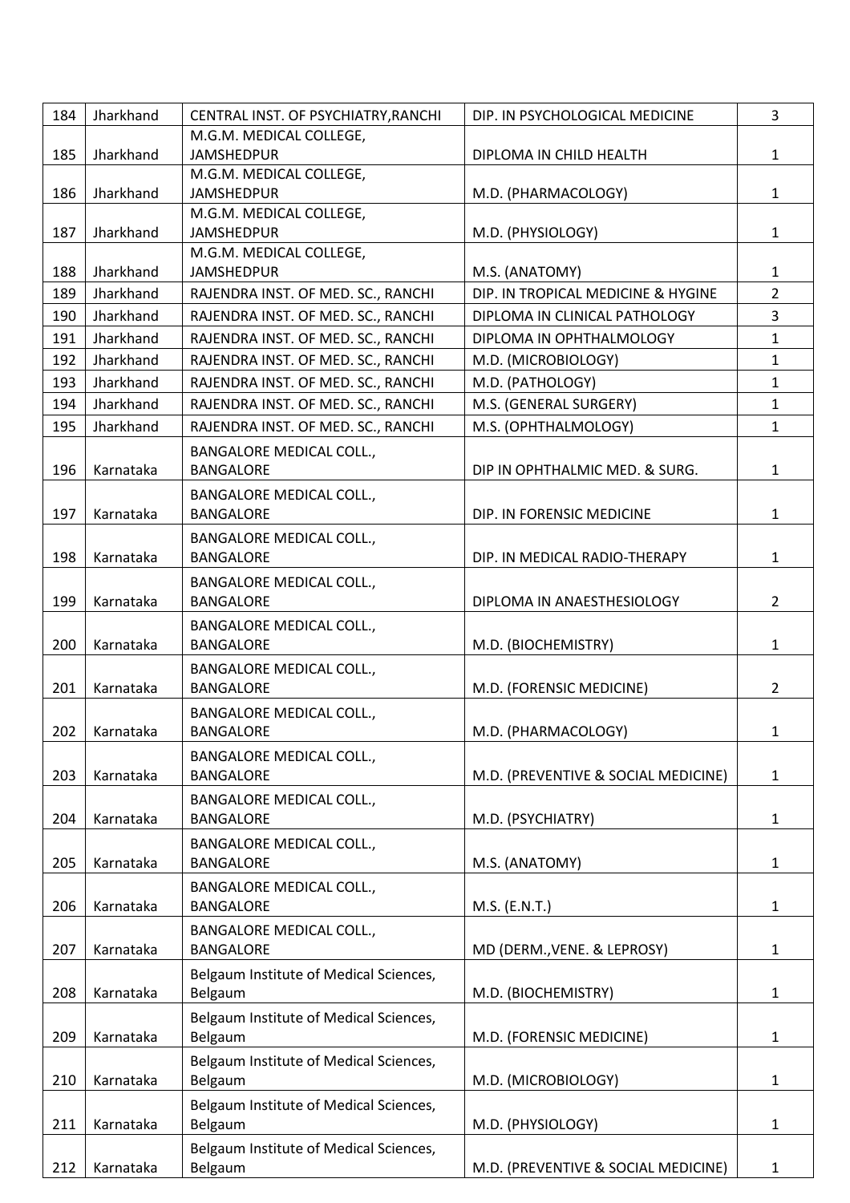| | | | | |
|---|---|---|---|---|
| 184 | Jharkhand | CENTRAL INST. OF PSYCHIATRY,RANCHI | DIP. IN PSYCHOLOGICAL MEDICINE | 3 |
| 185 | Jharkhand | M.G.M. MEDICAL COLLEGE, JAMSHEDPUR | DIPLOMA IN CHILD HEALTH | 1 |
| 186 | Jharkhand | M.G.M. MEDICAL COLLEGE, JAMSHEDPUR | M.D. (PHARMACOLOGY) | 1 |
| 187 | Jharkhand | M.G.M. MEDICAL COLLEGE, JAMSHEDPUR | M.D. (PHYSIOLOGY) | 1 |
| 188 | Jharkhand | M.G.M. MEDICAL COLLEGE, JAMSHEDPUR | M.S. (ANATOMY) | 1 |
| 189 | Jharkhand | RAJENDRA INST. OF MED. SC., RANCHI | DIP. IN TROPICAL MEDICINE & HYGINE | 2 |
| 190 | Jharkhand | RAJENDRA INST. OF MED. SC., RANCHI | DIPLOMA IN CLINICAL PATHOLOGY | 3 |
| 191 | Jharkhand | RAJENDRA INST. OF MED. SC., RANCHI | DIPLOMA IN OPHTHALMOLOGY | 1 |
| 192 | Jharkhand | RAJENDRA INST. OF MED. SC., RANCHI | M.D. (MICROBIOLOGY) | 1 |
| 193 | Jharkhand | RAJENDRA INST. OF MED. SC., RANCHI | M.D. (PATHOLOGY) | 1 |
| 194 | Jharkhand | RAJENDRA INST. OF MED. SC., RANCHI | M.S. (GENERAL SURGERY) | 1 |
| 195 | Jharkhand | RAJENDRA INST. OF MED. SC., RANCHI | M.S. (OPHTHALMOLOGY) | 1 |
| 196 | Karnataka | BANGALORE MEDICAL COLL., BANGALORE | DIP IN OPHTHALMIC MED. & SURG. | 1 |
| 197 | Karnataka | BANGALORE MEDICAL COLL., BANGALORE | DIP. IN FORENSIC MEDICINE | 1 |
| 198 | Karnataka | BANGALORE MEDICAL COLL., BANGALORE | DIP. IN MEDICAL RADIO-THERAPY | 1 |
| 199 | Karnataka | BANGALORE MEDICAL COLL., BANGALORE | DIPLOMA IN ANAESTHESIOLOGY | 2 |
| 200 | Karnataka | BANGALORE MEDICAL COLL., BANGALORE | M.D. (BIOCHEMISTRY) | 1 |
| 201 | Karnataka | BANGALORE MEDICAL COLL., BANGALORE | M.D. (FORENSIC MEDICINE) | 2 |
| 202 | Karnataka | BANGALORE MEDICAL COLL., BANGALORE | M.D. (PHARMACOLOGY) | 1 |
| 203 | Karnataka | BANGALORE MEDICAL COLL., BANGALORE | M.D. (PREVENTIVE & SOCIAL MEDICINE) | 1 |
| 204 | Karnataka | BANGALORE MEDICAL COLL., BANGALORE | M.D. (PSYCHIATRY) | 1 |
| 205 | Karnataka | BANGALORE MEDICAL COLL., BANGALORE | M.S. (ANATOMY) | 1 |
| 206 | Karnataka | BANGALORE MEDICAL COLL., BANGALORE | M.S. (E.N.T.) | 1 |
| 207 | Karnataka | BANGALORE MEDICAL COLL., BANGALORE | MD (DERM.,VENE. & LEPROSY) | 1 |
| 208 | Karnataka | Belgaum Institute of Medical Sciences, Belgaum | M.D. (BIOCHEMISTRY) | 1 |
| 209 | Karnataka | Belgaum Institute of Medical Sciences, Belgaum | M.D. (FORENSIC MEDICINE) | 1 |
| 210 | Karnataka | Belgaum Institute of Medical Sciences, Belgaum | M.D. (MICROBIOLOGY) | 1 |
| 211 | Karnataka | Belgaum Institute of Medical Sciences, Belgaum | M.D. (PHYSIOLOGY) | 1 |
| 212 | Karnataka | Belgaum Institute of Medical Sciences, Belgaum | M.D. (PREVENTIVE & SOCIAL MEDICINE) | 1 |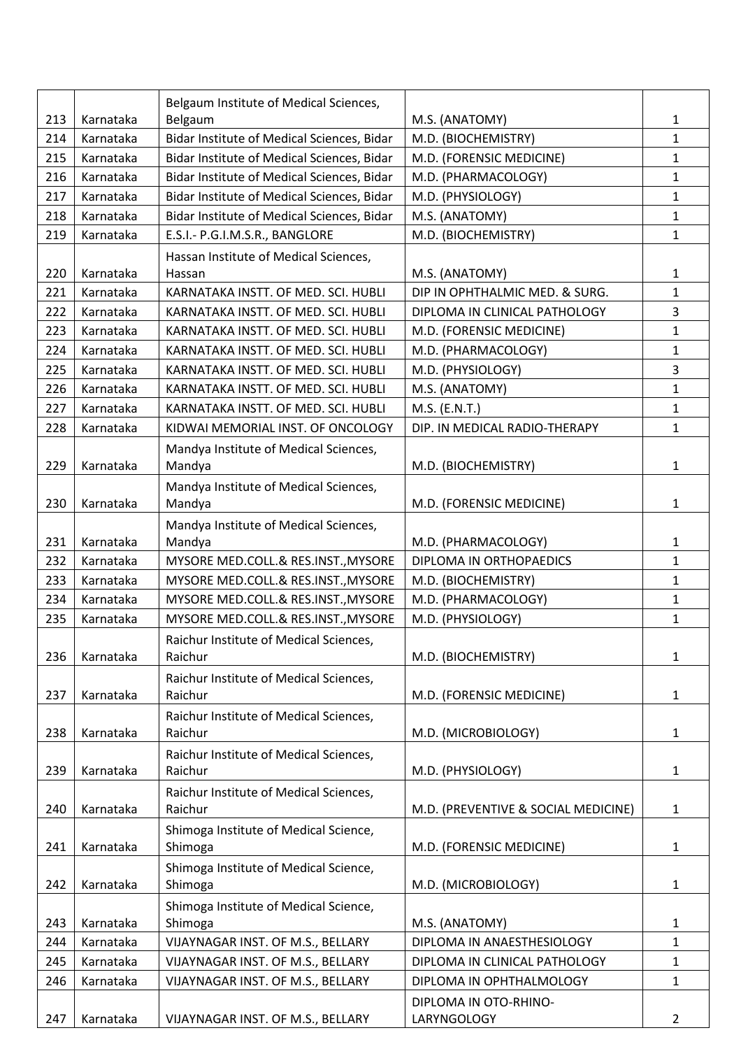| | | | | |
|---|---|---|---|---|
| 213 | Karnataka | Belgaum Institute of Medical Sciences, Belgaum | M.S. (ANATOMY) | 1 |
| 214 | Karnataka | Bidar Institute of Medical Sciences, Bidar | M.D. (BIOCHEMISTRY) | 1 |
| 215 | Karnataka | Bidar Institute of Medical Sciences, Bidar | M.D. (FORENSIC MEDICINE) | 1 |
| 216 | Karnataka | Bidar Institute of Medical Sciences, Bidar | M.D. (PHARMACOLOGY) | 1 |
| 217 | Karnataka | Bidar Institute of Medical Sciences, Bidar | M.D. (PHYSIOLOGY) | 1 |
| 218 | Karnataka | Bidar Institute of Medical Sciences, Bidar | M.S. (ANATOMY) | 1 |
| 219 | Karnataka | E.S.I.- P.G.I.M.S.R., BANGLORE | M.D. (BIOCHEMISTRY) | 1 |
| 220 | Karnataka | Hassan Institute of Medical Sciences, Hassan | M.S. (ANATOMY) | 1 |
| 221 | Karnataka | KARNATAKA INSTT. OF MED. SCI. HUBLI | DIP IN OPHTHALMIC MED. & SURG. | 1 |
| 222 | Karnataka | KARNATAKA INSTT. OF MED. SCI. HUBLI | DIPLOMA IN CLINICAL PATHOLOGY | 3 |
| 223 | Karnataka | KARNATAKA INSTT. OF MED. SCI. HUBLI | M.D. (FORENSIC MEDICINE) | 1 |
| 224 | Karnataka | KARNATAKA INSTT. OF MED. SCI. HUBLI | M.D. (PHARMACOLOGY) | 1 |
| 225 | Karnataka | KARNATAKA INSTT. OF MED. SCI. HUBLI | M.D. (PHYSIOLOGY) | 3 |
| 226 | Karnataka | KARNATAKA INSTT. OF MED. SCI. HUBLI | M.S. (ANATOMY) | 1 |
| 227 | Karnataka | KARNATAKA INSTT. OF MED. SCI. HUBLI | M.S. (E.N.T.) | 1 |
| 228 | Karnataka | KIDWAI MEMORIAL INST. OF ONCOLOGY | DIP. IN MEDICAL RADIO-THERAPY | 1 |
| 229 | Karnataka | Mandya Institute of Medical Sciences, Mandya | M.D. (BIOCHEMISTRY) | 1 |
| 230 | Karnataka | Mandya Institute of Medical Sciences, Mandya | M.D. (FORENSIC MEDICINE) | 1 |
| 231 | Karnataka | Mandya Institute of Medical Sciences, Mandya | M.D. (PHARMACOLOGY) | 1 |
| 232 | Karnataka | MYSORE MED.COLL.& RES.INST.,MYSORE | DIPLOMA IN ORTHOPAEDICS | 1 |
| 233 | Karnataka | MYSORE MED.COLL.& RES.INST.,MYSORE | M.D. (BIOCHEMISTRY) | 1 |
| 234 | Karnataka | MYSORE MED.COLL.& RES.INST.,MYSORE | M.D. (PHARMACOLOGY) | 1 |
| 235 | Karnataka | MYSORE MED.COLL.& RES.INST.,MYSORE | M.D. (PHYSIOLOGY) | 1 |
| 236 | Karnataka | Raichur Institute of Medical Sciences, Raichur | M.D. (BIOCHEMISTRY) | 1 |
| 237 | Karnataka | Raichur Institute of Medical Sciences, Raichur | M.D. (FORENSIC MEDICINE) | 1 |
| 238 | Karnataka | Raichur Institute of Medical Sciences, Raichur | M.D. (MICROBIOLOGY) | 1 |
| 239 | Karnataka | Raichur Institute of Medical Sciences, Raichur | M.D. (PHYSIOLOGY) | 1 |
| 240 | Karnataka | Raichur Institute of Medical Sciences, Raichur | M.D. (PREVENTIVE & SOCIAL MEDICINE) | 1 |
| 241 | Karnataka | Shimoga Institute of Medical Science, Shimoga | M.D. (FORENSIC MEDICINE) | 1 |
| 242 | Karnataka | Shimoga Institute of Medical Science, Shimoga | M.D. (MICROBIOLOGY) | 1 |
| 243 | Karnataka | Shimoga Institute of Medical Science, Shimoga | M.S. (ANATOMY) | 1 |
| 244 | Karnataka | VIJAYNAGAR INST. OF M.S., BELLARY | DIPLOMA IN ANAESTHESIOLOGY | 1 |
| 245 | Karnataka | VIJAYNAGAR INST. OF M.S., BELLARY | DIPLOMA IN CLINICAL PATHOLOGY | 1 |
| 246 | Karnataka | VIJAYNAGAR INST. OF M.S., BELLARY | DIPLOMA IN OPHTHALMOLOGY | 1 |
| 247 | Karnataka | VIJAYNAGAR INST. OF M.S., BELLARY | DIPLOMA IN OTO-RHINO-LARYNGOLOGY | 2 |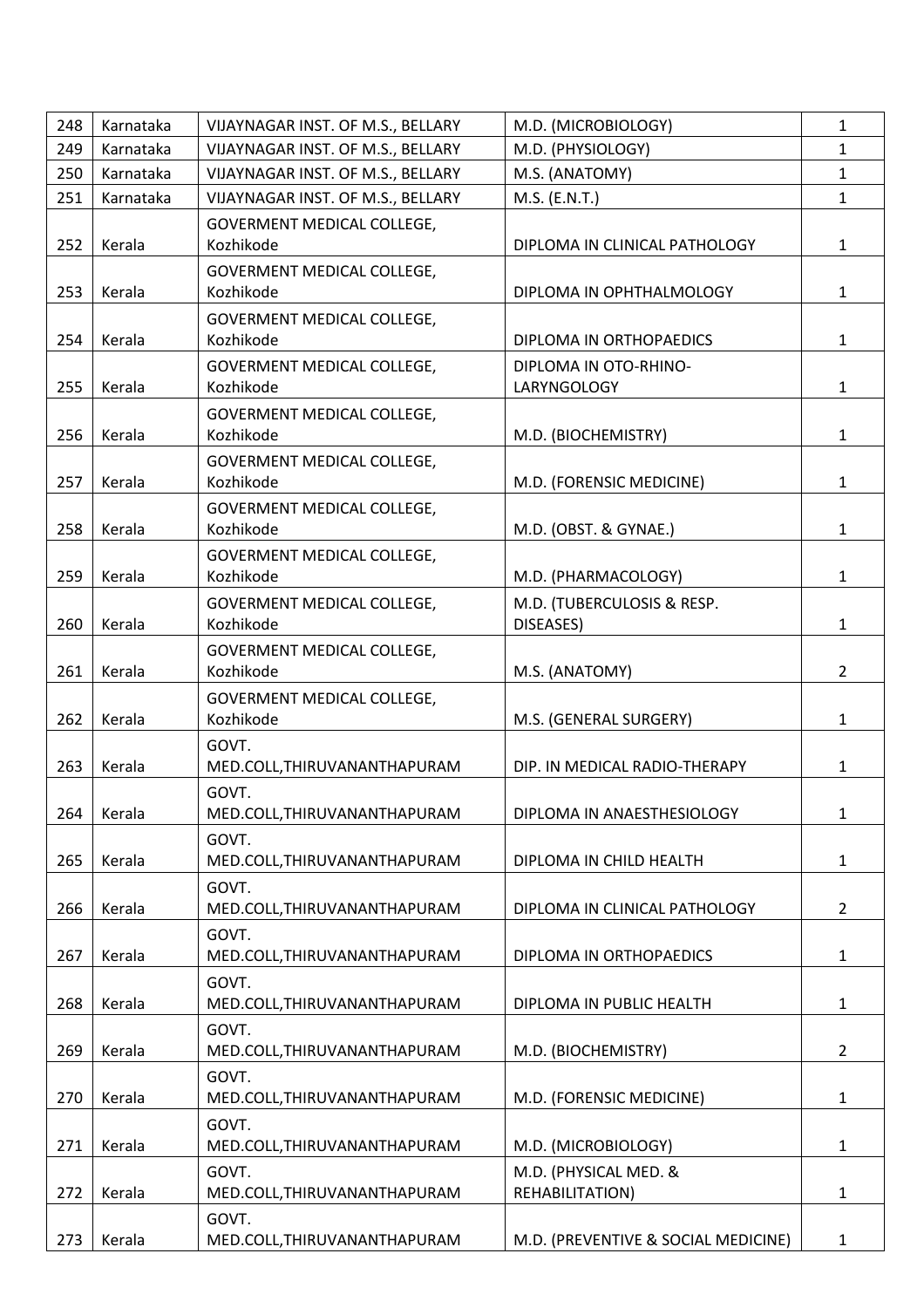| 248 | Karnataka | VIJAYNAGAR INST. OF M.S., BELLARY | M.D. (MICROBIOLOGY) | 1 |
|---|---|---|---|---|
| 249 | Karnataka | VIJAYNAGAR INST. OF M.S., BELLARY | M.D. (PHYSIOLOGY) | 1 |
| 250 | Karnataka | VIJAYNAGAR INST. OF M.S., BELLARY | M.S. (ANATOMY) | 1 |
| 251 | Karnataka | VIJAYNAGAR INST. OF M.S., BELLARY | M.S. (E.N.T.) | 1 |
| 252 | Kerala | GOVERMENT MEDICAL COLLEGE, Kozhikode | DIPLOMA IN CLINICAL PATHOLOGY | 1 |
| 253 | Kerala | GOVERMENT MEDICAL COLLEGE, Kozhikode | DIPLOMA IN OPHTHALMOLOGY | 1 |
| 254 | Kerala | GOVERMENT MEDICAL COLLEGE, Kozhikode | DIPLOMA IN ORTHOPAEDICS | 1 |
| 255 | Kerala | GOVERMENT MEDICAL COLLEGE, Kozhikode | DIPLOMA IN OTO-RHINO-LARYNGOLOGY | 1 |
| 256 | Kerala | GOVERMENT MEDICAL COLLEGE, Kozhikode | M.D. (BIOCHEMISTRY) | 1 |
| 257 | Kerala | GOVERMENT MEDICAL COLLEGE, Kozhikode | M.D. (FORENSIC MEDICINE) | 1 |
| 258 | Kerala | GOVERMENT MEDICAL COLLEGE, Kozhikode | M.D. (OBST. & GYNAE.) | 1 |
| 259 | Kerala | GOVERMENT MEDICAL COLLEGE, Kozhikode | M.D. (PHARMACOLOGY) | 1 |
| 260 | Kerala | GOVERMENT MEDICAL COLLEGE, Kozhikode | M.D. (TUBERCULOSIS & RESP. DISEASES) | 1 |
| 261 | Kerala | GOVERMENT MEDICAL COLLEGE, Kozhikode | M.S. (ANATOMY) | 2 |
| 262 | Kerala | GOVERMENT MEDICAL COLLEGE, Kozhikode | M.S. (GENERAL SURGERY) | 1 |
| 263 | Kerala | GOVT. MED.COLL,THIRUVANANTHAPURAM | DIP. IN MEDICAL RADIO-THERAPY | 1 |
| 264 | Kerala | GOVT. MED.COLL,THIRUVANANTHAPURAM | DIPLOMA IN ANAESTHESIOLOGY | 1 |
| 265 | Kerala | GOVT. MED.COLL,THIRUVANANTHAPURAM | DIPLOMA IN CHILD HEALTH | 1 |
| 266 | Kerala | GOVT. MED.COLL,THIRUVANANTHAPURAM | DIPLOMA IN CLINICAL PATHOLOGY | 2 |
| 267 | Kerala | GOVT. MED.COLL,THIRUVANANTHAPURAM | DIPLOMA IN ORTHOPAEDICS | 1 |
| 268 | Kerala | GOVT. MED.COLL,THIRUVANANTHAPURAM | DIPLOMA IN PUBLIC HEALTH | 1 |
| 269 | Kerala | GOVT. MED.COLL,THIRUVANANTHAPURAM | M.D. (BIOCHEMISTRY) | 2 |
| 270 | Kerala | GOVT. MED.COLL,THIRUVANANTHAPURAM | M.D. (FORENSIC MEDICINE) | 1 |
| 271 | Kerala | GOVT. MED.COLL,THIRUVANANTHAPURAM | M.D. (MICROBIOLOGY) | 1 |
| 272 | Kerala | GOVT. MED.COLL,THIRUVANANTHAPURAM | M.D. (PHYSICAL MED. & REHABILITATION) | 1 |
| 273 | Kerala | GOVT. MED.COLL,THIRUVANANTHAPURAM | M.D. (PREVENTIVE & SOCIAL MEDICINE) | 1 |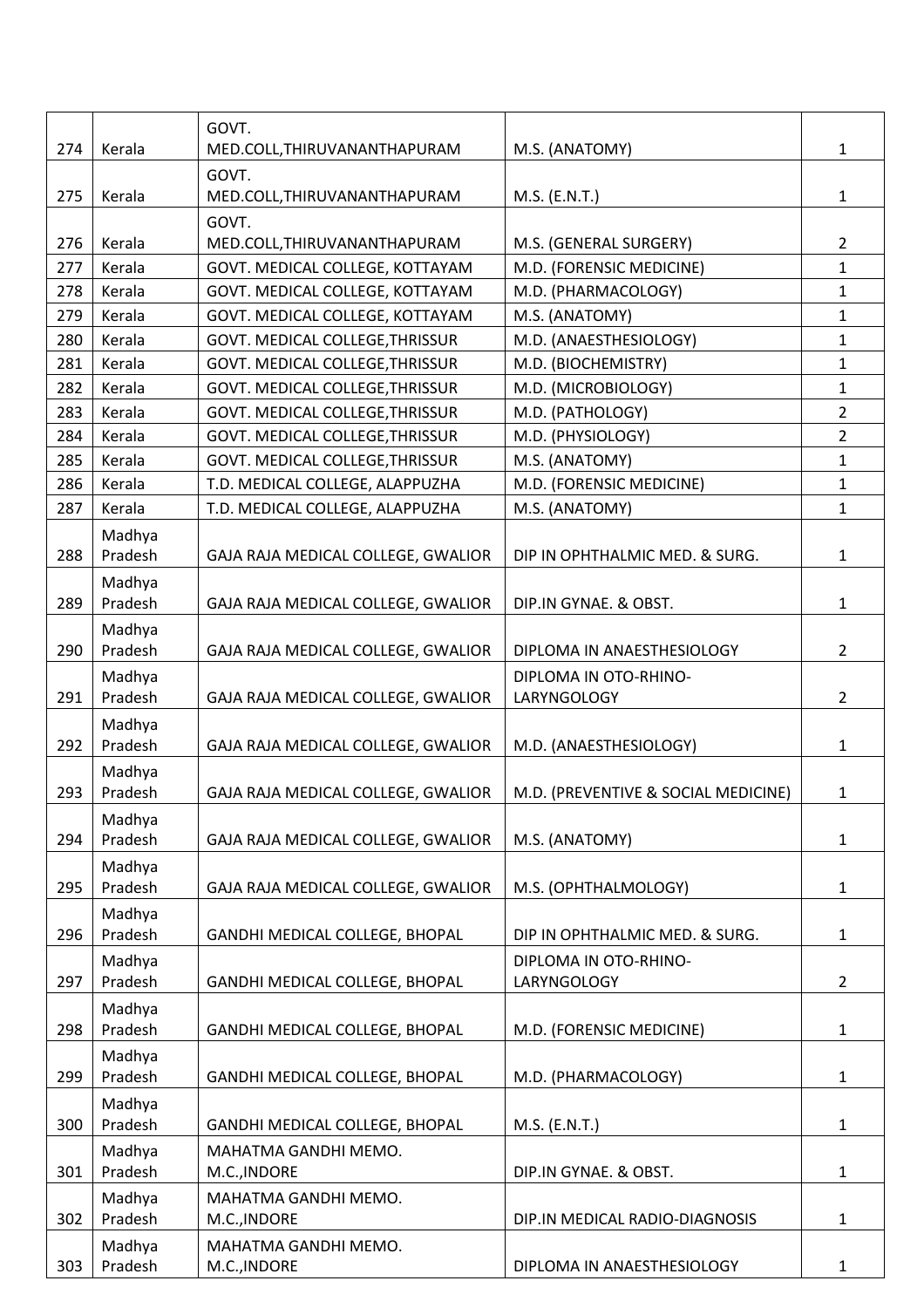| 274 | Kerala | GOVT. MED.COLL,THIRUVANANTHAPURAM | M.S. (ANATOMY) | 1 |
|---|---|---|---|---|
| 275 | Kerala | GOVT. MED.COLL,THIRUVANANTHAPURAM | M.S. (E.N.T.) | 1 |
| 276 | Kerala | GOVT. MED.COLL,THIRUVANANTHAPURAM | M.S. (GENERAL SURGERY) | 2 |
| 277 | Kerala | GOVT. MEDICAL COLLEGE, KOTTAYAM | M.D. (FORENSIC MEDICINE) | 1 |
| 278 | Kerala | GOVT. MEDICAL COLLEGE, KOTTAYAM | M.D. (PHARMACOLOGY) | 1 |
| 279 | Kerala | GOVT. MEDICAL COLLEGE, KOTTAYAM | M.S. (ANATOMY) | 1 |
| 280 | Kerala | GOVT. MEDICAL COLLEGE,THRISSUR | M.D. (ANAESTHESIOLOGY) | 1 |
| 281 | Kerala | GOVT. MEDICAL COLLEGE,THRISSUR | M.D. (BIOCHEMISTRY) | 1 |
| 282 | Kerala | GOVT. MEDICAL COLLEGE,THRISSUR | M.D. (MICROBIOLOGY) | 1 |
| 283 | Kerala | GOVT. MEDICAL COLLEGE,THRISSUR | M.D. (PATHOLOGY) | 2 |
| 284 | Kerala | GOVT. MEDICAL COLLEGE,THRISSUR | M.D. (PHYSIOLOGY) | 2 |
| 285 | Kerala | GOVT. MEDICAL COLLEGE,THRISSUR | M.S. (ANATOMY) | 1 |
| 286 | Kerala | T.D. MEDICAL COLLEGE, ALAPPUZHA | M.D. (FORENSIC MEDICINE) | 1 |
| 287 | Kerala | T.D. MEDICAL COLLEGE, ALAPPUZHA | M.S. (ANATOMY) | 1 |
| 288 | Madhya Pradesh | GAJA RAJA MEDICAL COLLEGE, GWALIOR | DIP IN OPHTHALMIC MED. & SURG. | 1 |
| 289 | Madhya Pradesh | GAJA RAJA MEDICAL COLLEGE, GWALIOR | DIP.IN GYNAE. & OBST. | 1 |
| 290 | Madhya Pradesh | GAJA RAJA MEDICAL COLLEGE, GWALIOR | DIPLOMA IN ANAESTHESIOLOGY | 2 |
| 291 | Madhya Pradesh | GAJA RAJA MEDICAL COLLEGE, GWALIOR | DIPLOMA IN OTO-RHINO-LARYNGOLOGY | 2 |
| 292 | Madhya Pradesh | GAJA RAJA MEDICAL COLLEGE, GWALIOR | M.D. (ANAESTHESIOLOGY) | 1 |
| 293 | Madhya Pradesh | GAJA RAJA MEDICAL COLLEGE, GWALIOR | M.D. (PREVENTIVE & SOCIAL MEDICINE) | 1 |
| 294 | Madhya Pradesh | GAJA RAJA MEDICAL COLLEGE, GWALIOR | M.S. (ANATOMY) | 1 |
| 295 | Madhya Pradesh | GAJA RAJA MEDICAL COLLEGE, GWALIOR | M.S. (OPHTHALMOLOGY) | 1 |
| 296 | Madhya Pradesh | GANDHI MEDICAL COLLEGE, BHOPAL | DIP IN OPHTHALMIC MED. & SURG. | 1 |
| 297 | Madhya Pradesh | GANDHI MEDICAL COLLEGE, BHOPAL | DIPLOMA IN OTO-RHINO-LARYNGOLOGY | 2 |
| 298 | Madhya Pradesh | GANDHI MEDICAL COLLEGE, BHOPAL | M.D. (FORENSIC MEDICINE) | 1 |
| 299 | Madhya Pradesh | GANDHI MEDICAL COLLEGE, BHOPAL | M.D. (PHARMACOLOGY) | 1 |
| 300 | Madhya Pradesh | GANDHI MEDICAL COLLEGE, BHOPAL | M.S. (E.N.T.) | 1 |
| 301 | Madhya Pradesh | MAHATMA GANDHI MEMO. M.C.,INDORE | DIP.IN GYNAE. & OBST. | 1 |
| 302 | Madhya Pradesh | MAHATMA GANDHI MEMO. M.C.,INDORE | DIP.IN MEDICAL RADIO-DIAGNOSIS | 1 |
| 303 | Madhya Pradesh | MAHATMA GANDHI MEMO. M.C.,INDORE | DIPLOMA IN ANAESTHESIOLOGY | 1 |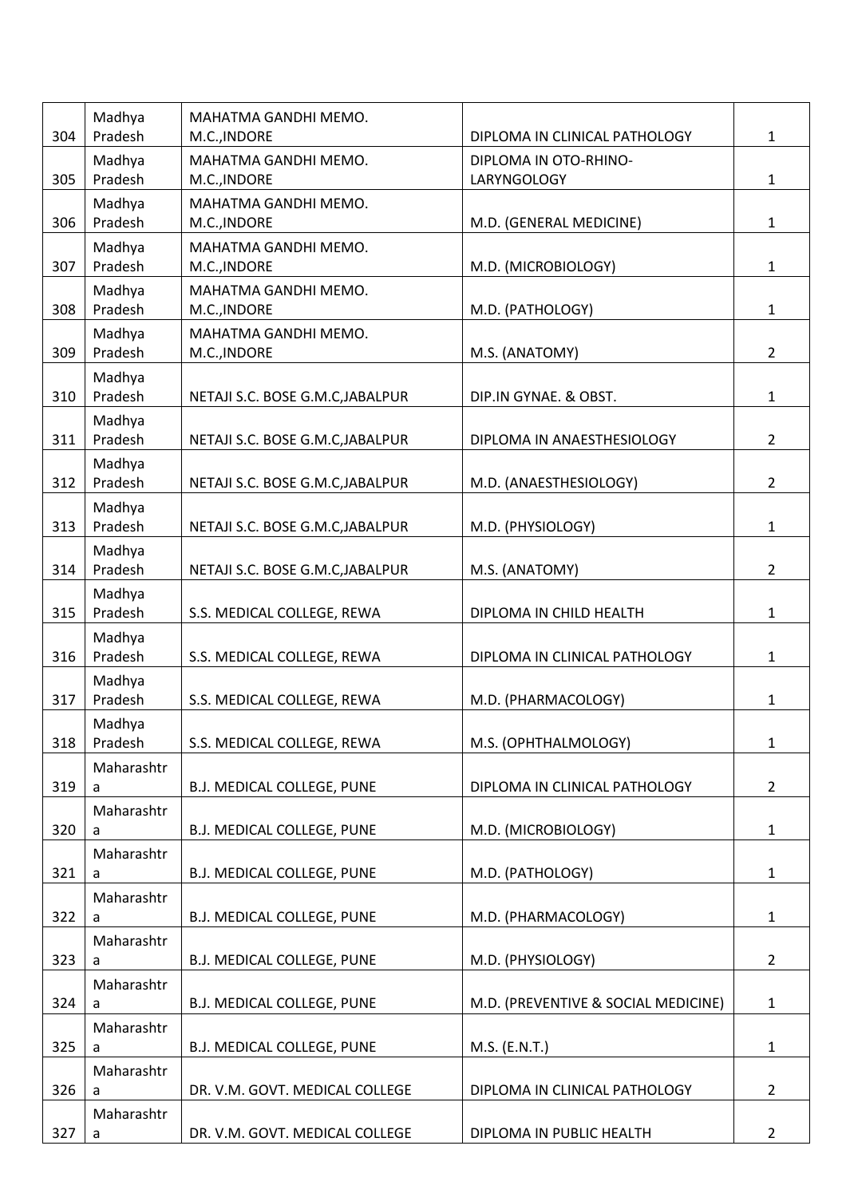| 304 | Madhya Pradesh | MAHATMA GANDHI MEMO. M.C.,INDORE | DIPLOMA IN CLINICAL PATHOLOGY | 1 |
|---|---|---|---|---|
| 305 | Madhya Pradesh | MAHATMA GANDHI MEMO. M.C.,INDORE | DIPLOMA IN OTO-RHINO-LARYNGOLOGY | 1 |
| 306 | Madhya Pradesh | MAHATMA GANDHI MEMO. M.C.,INDORE | M.D. (GENERAL MEDICINE) | 1 |
| 307 | Madhya Pradesh | MAHATMA GANDHI MEMO. M.C.,INDORE | M.D. (MICROBIOLOGY) | 1 |
| 308 | Madhya Pradesh | MAHATMA GANDHI MEMO. M.C.,INDORE | M.D. (PATHOLOGY) | 1 |
| 309 | Madhya Pradesh | MAHATMA GANDHI MEMO. M.C.,INDORE | M.S. (ANATOMY) | 2 |
| 310 | Madhya Pradesh | NETAJI S.C. BOSE G.M.C,JABALPUR | DIP.IN GYNAE. & OBST. | 1 |
| 311 | Madhya Pradesh | NETAJI S.C. BOSE G.M.C,JABALPUR | DIPLOMA IN ANAESTHESIOLOGY | 2 |
| 312 | Madhya Pradesh | NETAJI S.C. BOSE G.M.C,JABALPUR | M.D. (ANAESTHESIOLOGY) | 2 |
| 313 | Madhya Pradesh | NETAJI S.C. BOSE G.M.C,JABALPUR | M.D. (PHYSIOLOGY) | 1 |
| 314 | Madhya Pradesh | NETAJI S.C. BOSE G.M.C,JABALPUR | M.S. (ANATOMY) | 2 |
| 315 | Madhya Pradesh | S.S. MEDICAL COLLEGE, REWA | DIPLOMA IN CHILD HEALTH | 1 |
| 316 | Madhya Pradesh | S.S. MEDICAL COLLEGE, REWA | DIPLOMA IN CLINICAL PATHOLOGY | 1 |
| 317 | Madhya Pradesh | S.S. MEDICAL COLLEGE, REWA | M.D. (PHARMACOLOGY) | 1 |
| 318 | Madhya Pradesh | S.S. MEDICAL COLLEGE, REWA | M.S. (OPHTHALMOLOGY) | 1 |
| 319 | Maharashtra | B.J. MEDICAL COLLEGE, PUNE | DIPLOMA IN CLINICAL PATHOLOGY | 2 |
| 320 | Maharashtra | B.J. MEDICAL COLLEGE, PUNE | M.D. (MICROBIOLOGY) | 1 |
| 321 | Maharashtra | B.J. MEDICAL COLLEGE, PUNE | M.D. (PATHOLOGY) | 1 |
| 322 | Maharashtra | B.J. MEDICAL COLLEGE, PUNE | M.D. (PHARMACOLOGY) | 1 |
| 323 | Maharashtra | B.J. MEDICAL COLLEGE, PUNE | M.D. (PHYSIOLOGY) | 2 |
| 324 | Maharashtra | B.J. MEDICAL COLLEGE, PUNE | M.D. (PREVENTIVE & SOCIAL MEDICINE) | 1 |
| 325 | Maharashtra | B.J. MEDICAL COLLEGE, PUNE | M.S. (E.N.T.) | 1 |
| 326 | Maharashtra | DR. V.M. GOVT. MEDICAL COLLEGE | DIPLOMA IN CLINICAL PATHOLOGY | 2 |
| 327 | Maharashtra | DR. V.M. GOVT. MEDICAL COLLEGE | DIPLOMA IN PUBLIC HEALTH | 2 |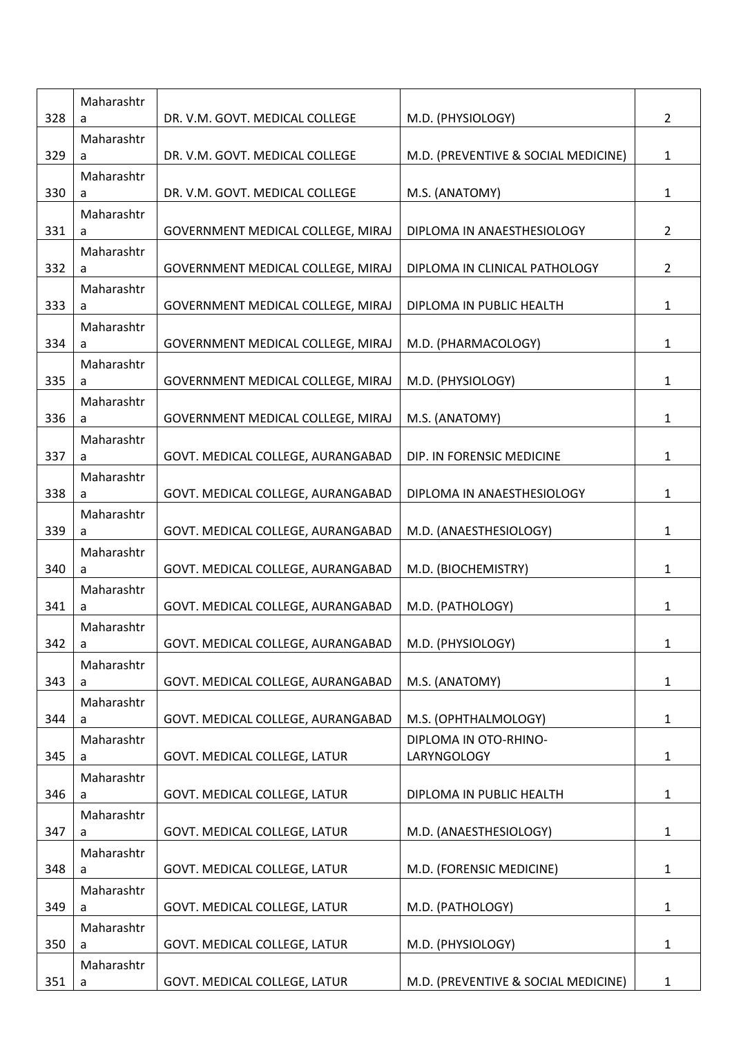| | | | | |
|---|---|---|---|---|
| 328 | Maharashtra | DR. V.M. GOVT. MEDICAL COLLEGE | M.D. (PHYSIOLOGY) | 2 |
| 329 | Maharashtra | DR. V.M. GOVT. MEDICAL COLLEGE | M.D. (PREVENTIVE & SOCIAL MEDICINE) | 1 |
| 330 | Maharashtra | DR. V.M. GOVT. MEDICAL COLLEGE | M.S. (ANATOMY) | 1 |
| 331 | Maharashtra | GOVERNMENT MEDICAL COLLEGE, MIRAJ | DIPLOMA IN ANAESTHESIOLOGY | 2 |
| 332 | Maharashtra | GOVERNMENT MEDICAL COLLEGE, MIRAJ | DIPLOMA IN CLINICAL PATHOLOGY | 2 |
| 333 | Maharashtra | GOVERNMENT MEDICAL COLLEGE, MIRAJ | DIPLOMA IN PUBLIC HEALTH | 1 |
| 334 | Maharashtra | GOVERNMENT MEDICAL COLLEGE, MIRAJ | M.D. (PHARMACOLOGY) | 1 |
| 335 | Maharashtra | GOVERNMENT MEDICAL COLLEGE, MIRAJ | M.D. (PHYSIOLOGY) | 1 |
| 336 | Maharashtra | GOVERNMENT MEDICAL COLLEGE, MIRAJ | M.S. (ANATOMY) | 1 |
| 337 | Maharashtra | GOVT. MEDICAL COLLEGE, AURANGABAD | DIP. IN FORENSIC MEDICINE | 1 |
| 338 | Maharashtra | GOVT. MEDICAL COLLEGE, AURANGABAD | DIPLOMA IN ANAESTHESIOLOGY | 1 |
| 339 | Maharashtra | GOVT. MEDICAL COLLEGE, AURANGABAD | M.D. (ANAESTHESIOLOGY) | 1 |
| 340 | Maharashtra | GOVT. MEDICAL COLLEGE, AURANGABAD | M.D. (BIOCHEMISTRY) | 1 |
| 341 | Maharashtra | GOVT. MEDICAL COLLEGE, AURANGABAD | M.D. (PATHOLOGY) | 1 |
| 342 | Maharashtra | GOVT. MEDICAL COLLEGE, AURANGABAD | M.D. (PHYSIOLOGY) | 1 |
| 343 | Maharashtra | GOVT. MEDICAL COLLEGE, AURANGABAD | M.S. (ANATOMY) | 1 |
| 344 | Maharashtra | GOVT. MEDICAL COLLEGE, AURANGABAD | M.S. (OPHTHALMOLOGY) | 1 |
| 345 | Maharashtra | GOVT. MEDICAL COLLEGE, LATUR | DIPLOMA IN OTO-RHINO-LARYNGOLOGY | 1 |
| 346 | Maharashtra | GOVT. MEDICAL COLLEGE, LATUR | DIPLOMA IN PUBLIC HEALTH | 1 |
| 347 | Maharashtra | GOVT. MEDICAL COLLEGE, LATUR | M.D. (ANAESTHESIOLOGY) | 1 |
| 348 | Maharashtra | GOVT. MEDICAL COLLEGE, LATUR | M.D. (FORENSIC MEDICINE) | 1 |
| 349 | Maharashtra | GOVT. MEDICAL COLLEGE, LATUR | M.D. (PATHOLOGY) | 1 |
| 350 | Maharashtra | GOVT. MEDICAL COLLEGE, LATUR | M.D. (PHYSIOLOGY) | 1 |
| 351 | Maharashtra | GOVT. MEDICAL COLLEGE, LATUR | M.D. (PREVENTIVE & SOCIAL MEDICINE) | 1 |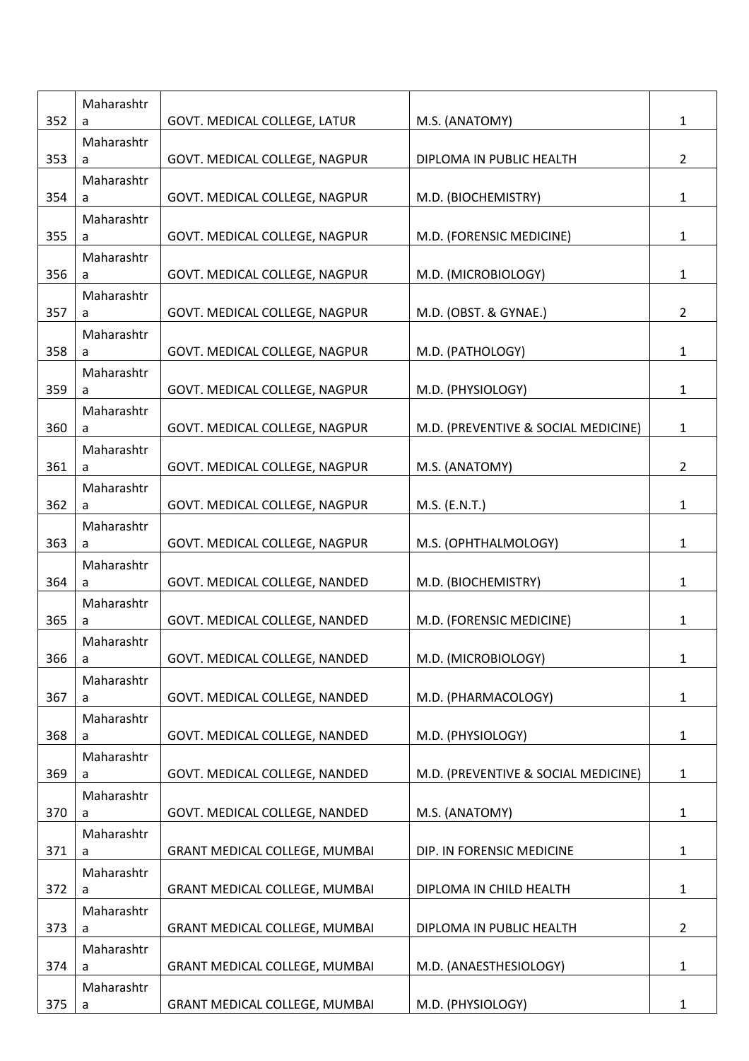| | | | | |
|---|---|---|---|---|
| 352 | Maharashtra | GOVT. MEDICAL COLLEGE, LATUR | M.S. (ANATOMY) | 1 |
| 353 | Maharashtra | GOVT. MEDICAL COLLEGE, NAGPUR | DIPLOMA IN PUBLIC HEALTH | 2 |
| 354 | Maharashtra | GOVT. MEDICAL COLLEGE, NAGPUR | M.D. (BIOCHEMISTRY) | 1 |
| 355 | Maharashtra | GOVT. MEDICAL COLLEGE, NAGPUR | M.D. (FORENSIC MEDICINE) | 1 |
| 356 | Maharashtra | GOVT. MEDICAL COLLEGE, NAGPUR | M.D. (MICROBIOLOGY) | 1 |
| 357 | Maharashtra | GOVT. MEDICAL COLLEGE, NAGPUR | M.D. (OBST. & GYNAE.) | 2 |
| 358 | Maharashtra | GOVT. MEDICAL COLLEGE, NAGPUR | M.D. (PATHOLOGY) | 1 |
| 359 | Maharashtra | GOVT. MEDICAL COLLEGE, NAGPUR | M.D. (PHYSIOLOGY) | 1 |
| 360 | Maharashtra | GOVT. MEDICAL COLLEGE, NAGPUR | M.D. (PREVENTIVE & SOCIAL MEDICINE) | 1 |
| 361 | Maharashtra | GOVT. MEDICAL COLLEGE, NAGPUR | M.S. (ANATOMY) | 2 |
| 362 | Maharashtra | GOVT. MEDICAL COLLEGE, NAGPUR | M.S. (E.N.T.) | 1 |
| 363 | Maharashtra | GOVT. MEDICAL COLLEGE, NAGPUR | M.S. (OPHTHALMOLOGY) | 1 |
| 364 | Maharashtra | GOVT. MEDICAL COLLEGE, NANDED | M.D. (BIOCHEMISTRY) | 1 |
| 365 | Maharashtra | GOVT. MEDICAL COLLEGE, NANDED | M.D. (FORENSIC MEDICINE) | 1 |
| 366 | Maharashtra | GOVT. MEDICAL COLLEGE, NANDED | M.D. (MICROBIOLOGY) | 1 |
| 367 | Maharashtra | GOVT. MEDICAL COLLEGE, NANDED | M.D. (PHARMACOLOGY) | 1 |
| 368 | Maharashtra | GOVT. MEDICAL COLLEGE, NANDED | M.D. (PHYSIOLOGY) | 1 |
| 369 | Maharashtra | GOVT. MEDICAL COLLEGE, NANDED | M.D. (PREVENTIVE & SOCIAL MEDICINE) | 1 |
| 370 | Maharashtra | GOVT. MEDICAL COLLEGE, NANDED | M.S. (ANATOMY) | 1 |
| 371 | Maharashtra | GRANT MEDICAL COLLEGE, MUMBAI | DIP. IN FORENSIC MEDICINE | 1 |
| 372 | Maharashtra | GRANT MEDICAL COLLEGE, MUMBAI | DIPLOMA IN CHILD HEALTH | 1 |
| 373 | Maharashtra | GRANT MEDICAL COLLEGE, MUMBAI | DIPLOMA IN PUBLIC HEALTH | 2 |
| 374 | Maharashtra | GRANT MEDICAL COLLEGE, MUMBAI | M.D. (ANAESTHESIOLOGY) | 1 |
| 375 | Maharashtra | GRANT MEDICAL COLLEGE, MUMBAI | M.D. (PHYSIOLOGY) | 1 |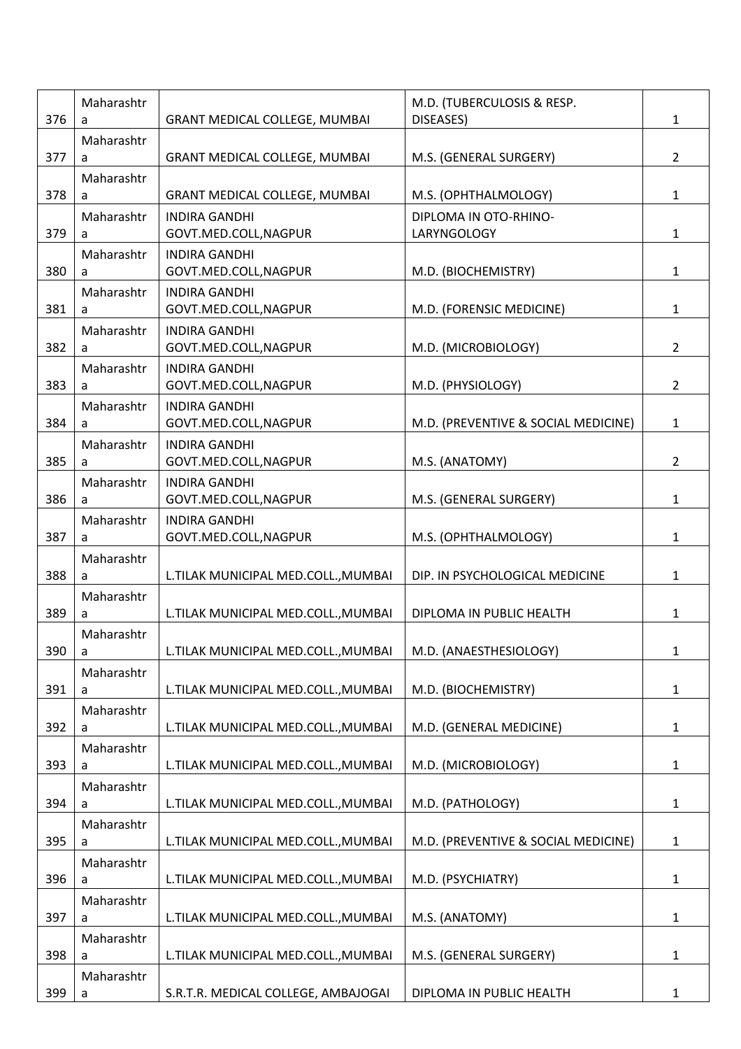| 376 | Maharashtra | GRANT MEDICAL COLLEGE, MUMBAI | M.D. (TUBERCULOSIS & RESP. DISEASES) | 1 |
|---|---|---|---|---|
| 377 | Maharashtra | GRANT MEDICAL COLLEGE, MUMBAI | M.S. (GENERAL SURGERY) | 2 |
| 378 | Maharashtra | GRANT MEDICAL COLLEGE, MUMBAI | M.S. (OPHTHALMOLOGY) | 1 |
| 379 | Maharashtra | INDIRA GANDHI GOVT.MED.COLL,NAGPUR | DIPLOMA IN OTO-RHINO-LARYNGOLOGY | 1 |
| 380 | Maharashtra | INDIRA GANDHI GOVT.MED.COLL,NAGPUR | M.D. (BIOCHEMISTRY) | 1 |
| 381 | Maharashtra | INDIRA GANDHI GOVT.MED.COLL,NAGPUR | M.D. (FORENSIC MEDICINE) | 1 |
| 382 | Maharashtra | INDIRA GANDHI GOVT.MED.COLL,NAGPUR | M.D. (MICROBIOLOGY) | 2 |
| 383 | Maharashtra | INDIRA GANDHI GOVT.MED.COLL,NAGPUR | M.D. (PHYSIOLOGY) | 2 |
| 384 | Maharashtra | INDIRA GANDHI GOVT.MED.COLL,NAGPUR | M.D. (PREVENTIVE & SOCIAL MEDICINE) | 1 |
| 385 | Maharashtra | INDIRA GANDHI GOVT.MED.COLL,NAGPUR | M.S. (ANATOMY) | 2 |
| 386 | Maharashtra | INDIRA GANDHI GOVT.MED.COLL,NAGPUR | M.S. (GENERAL SURGERY) | 1 |
| 387 | Maharashtra | INDIRA GANDHI GOVT.MED.COLL,NAGPUR | M.S. (OPHTHALMOLOGY) | 1 |
| 388 | Maharashtra | L.TILAK MUNICIPAL MED.COLL.,MUMBAI | DIP. IN PSYCHOLOGICAL MEDICINE | 1 |
| 389 | Maharashtra | L.TILAK MUNICIPAL MED.COLL.,MUMBAI | DIPLOMA IN PUBLIC HEALTH | 1 |
| 390 | Maharashtra | L.TILAK MUNICIPAL MED.COLL.,MUMBAI | M.D. (ANAESTHESIOLOGY) | 1 |
| 391 | Maharashtra | L.TILAK MUNICIPAL MED.COLL.,MUMBAI | M.D. (BIOCHEMISTRY) | 1 |
| 392 | Maharashtra | L.TILAK MUNICIPAL MED.COLL.,MUMBAI | M.D. (GENERAL MEDICINE) | 1 |
| 393 | Maharashtra | L.TILAK MUNICIPAL MED.COLL.,MUMBAI | M.D. (MICROBIOLOGY) | 1 |
| 394 | Maharashtra | L.TILAK MUNICIPAL MED.COLL.,MUMBAI | M.D. (PATHOLOGY) | 1 |
| 395 | Maharashtra | L.TILAK MUNICIPAL MED.COLL.,MUMBAI | M.D. (PREVENTIVE & SOCIAL MEDICINE) | 1 |
| 396 | Maharashtra | L.TILAK MUNICIPAL MED.COLL.,MUMBAI | M.D. (PSYCHIATRY) | 1 |
| 397 | Maharashtra | L.TILAK MUNICIPAL MED.COLL.,MUMBAI | M.S. (ANATOMY) | 1 |
| 398 | Maharashtra | L.TILAK MUNICIPAL MED.COLL.,MUMBAI | M.S. (GENERAL SURGERY) | 1 |
| 399 | Maharashtra | S.R.T.R. MEDICAL COLLEGE, AMBAJOGAI | DIPLOMA IN PUBLIC HEALTH | 1 |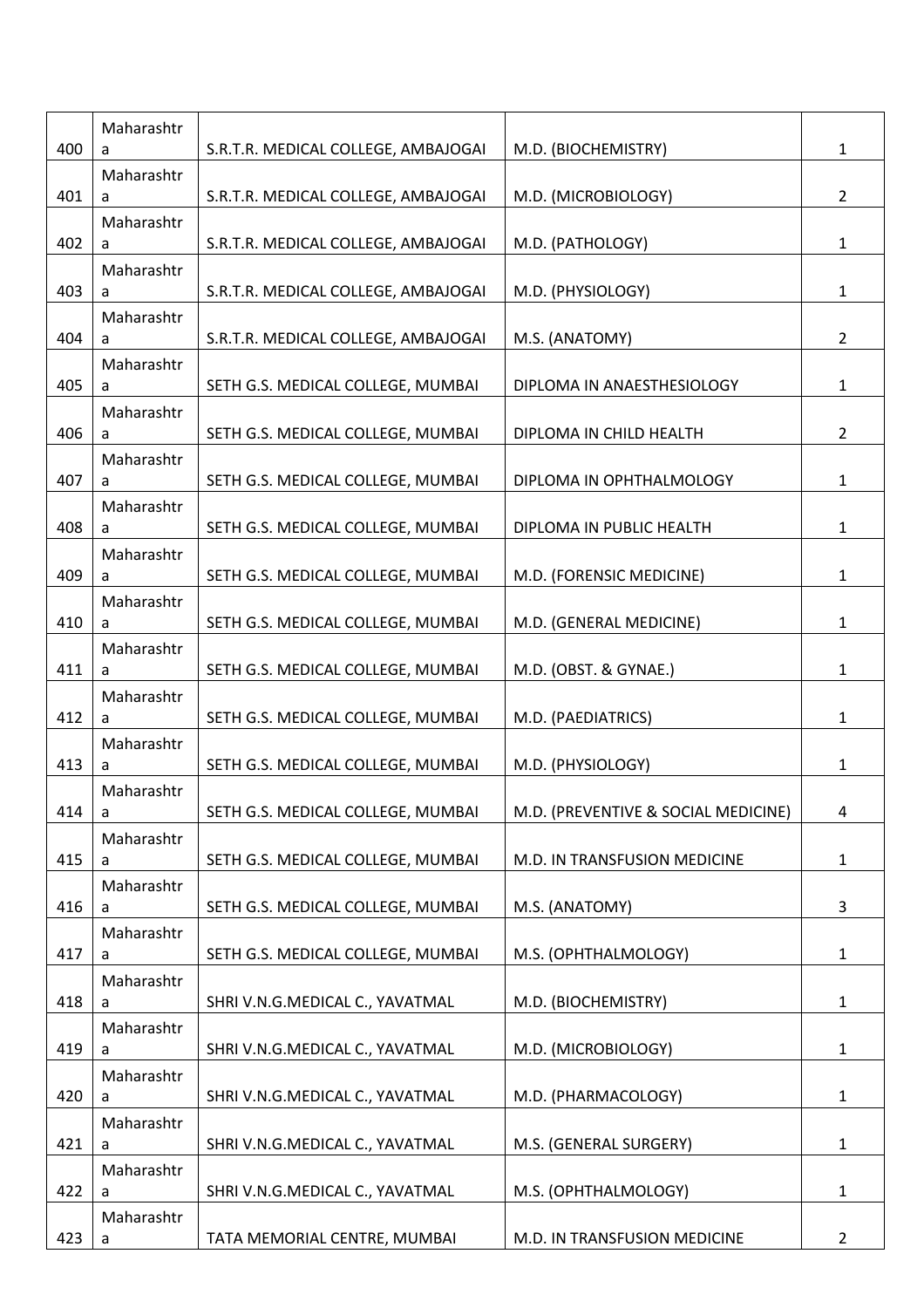| 400 | Maharashtra | S.R.T.R. MEDICAL COLLEGE, AMBAJOGAI | M.D. (BIOCHEMISTRY) | 1 |
|---|---|---|---|---|
| 401 | Maharashtra | S.R.T.R. MEDICAL COLLEGE, AMBAJOGAI | M.D. (MICROBIOLOGY) | 2 |
| 402 | Maharashtra | S.R.T.R. MEDICAL COLLEGE, AMBAJOGAI | M.D. (PATHOLOGY) | 1 |
| 403 | Maharashtra | S.R.T.R. MEDICAL COLLEGE, AMBAJOGAI | M.D. (PHYSIOLOGY) | 1 |
| 404 | Maharashtra | S.R.T.R. MEDICAL COLLEGE, AMBAJOGAI | M.S. (ANATOMY) | 2 |
| 405 | Maharashtra | SETH G.S. MEDICAL COLLEGE, MUMBAI | DIPLOMA IN ANAESTHESIOLOGY | 1 |
| 406 | Maharashtra | SETH G.S. MEDICAL COLLEGE, MUMBAI | DIPLOMA IN CHILD HEALTH | 2 |
| 407 | Maharashtra | SETH G.S. MEDICAL COLLEGE, MUMBAI | DIPLOMA IN OPHTHALMOLOGY | 1 |
| 408 | Maharashtra | SETH G.S. MEDICAL COLLEGE, MUMBAI | DIPLOMA IN PUBLIC HEALTH | 1 |
| 409 | Maharashtra | SETH G.S. MEDICAL COLLEGE, MUMBAI | M.D. (FORENSIC MEDICINE) | 1 |
| 410 | Maharashtra | SETH G.S. MEDICAL COLLEGE, MUMBAI | M.D. (GENERAL MEDICINE) | 1 |
| 411 | Maharashtra | SETH G.S. MEDICAL COLLEGE, MUMBAI | M.D. (OBST. & GYNAE.) | 1 |
| 412 | Maharashtra | SETH G.S. MEDICAL COLLEGE, MUMBAI | M.D. (PAEDIATRICS) | 1 |
| 413 | Maharashtra | SETH G.S. MEDICAL COLLEGE, MUMBAI | M.D. (PHYSIOLOGY) | 1 |
| 414 | Maharashtra | SETH G.S. MEDICAL COLLEGE, MUMBAI | M.D. (PREVENTIVE & SOCIAL MEDICINE) | 4 |
| 415 | Maharashtra | SETH G.S. MEDICAL COLLEGE, MUMBAI | M.D. IN TRANSFUSION MEDICINE | 1 |
| 416 | Maharashtra | SETH G.S. MEDICAL COLLEGE, MUMBAI | M.S. (ANATOMY) | 3 |
| 417 | Maharashtra | SETH G.S. MEDICAL COLLEGE, MUMBAI | M.S. (OPHTHALMOLOGY) | 1 |
| 418 | Maharashtra | SHRI V.N.G.MEDICAL C., YAVATMAL | M.D. (BIOCHEMISTRY) | 1 |
| 419 | Maharashtra | SHRI V.N.G.MEDICAL C., YAVATMAL | M.D. (MICROBIOLOGY) | 1 |
| 420 | Maharashtra | SHRI V.N.G.MEDICAL C., YAVATMAL | M.D. (PHARMACOLOGY) | 1 |
| 421 | Maharashtra | SHRI V.N.G.MEDICAL C., YAVATMAL | M.S. (GENERAL SURGERY) | 1 |
| 422 | Maharashtra | SHRI V.N.G.MEDICAL C., YAVATMAL | M.S. (OPHTHALMOLOGY) | 1 |
| 423 | Maharashtra | TATA MEMORIAL CENTRE, MUMBAI | M.D. IN TRANSFUSION MEDICINE | 2 |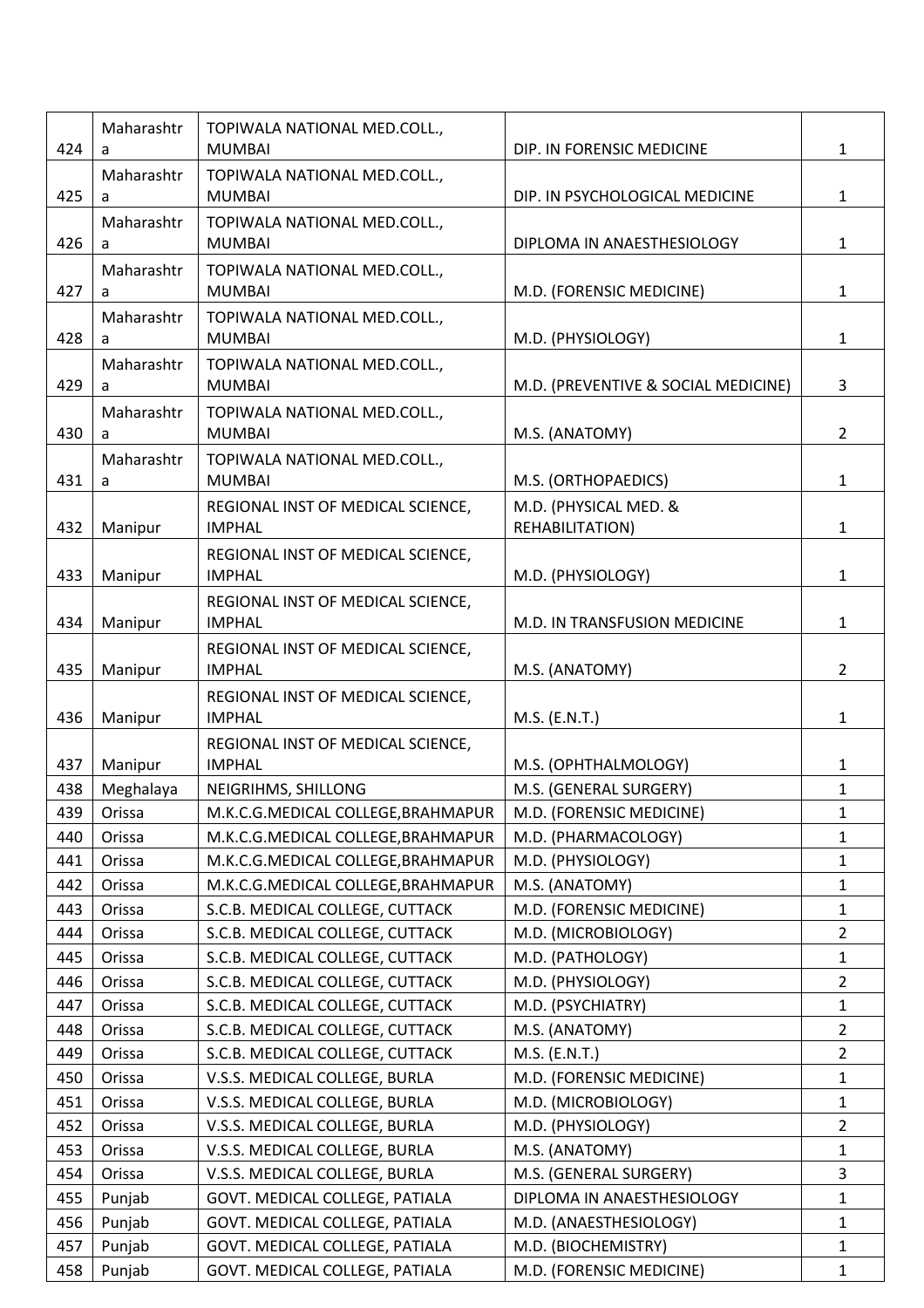| | | | | |
|---|---|---|---|---|
| 424 | Maharashtra | TOPIWALA NATIONAL MED.COLL., MUMBAI | DIP. IN FORENSIC MEDICINE | 1 |
| 425 | Maharashtra | TOPIWALA NATIONAL MED.COLL., MUMBAI | DIP. IN PSYCHOLOGICAL MEDICINE | 1 |
| 426 | Maharashtra | TOPIWALA NATIONAL MED.COLL., MUMBAI | DIPLOMA IN ANAESTHESIOLOGY | 1 |
| 427 | Maharashtra | TOPIWALA NATIONAL MED.COLL., MUMBAI | M.D. (FORENSIC MEDICINE) | 1 |
| 428 | Maharashtra | TOPIWALA NATIONAL MED.COLL., MUMBAI | M.D. (PHYSIOLOGY) | 1 |
| 429 | Maharashtra | TOPIWALA NATIONAL MED.COLL., MUMBAI | M.D. (PREVENTIVE & SOCIAL MEDICINE) | 3 |
| 430 | Maharashtra | TOPIWALA NATIONAL MED.COLL., MUMBAI | M.S. (ANATOMY) | 2 |
| 431 | Maharashtra | TOPIWALA NATIONAL MED.COLL., MUMBAI | M.S. (ORTHOPAEDICS) | 1 |
| 432 | Manipur | REGIONAL INST OF MEDICAL SCIENCE, IMPHAL | M.D. (PHYSICAL MED. & REHABILITATION) | 1 |
| 433 | Manipur | REGIONAL INST OF MEDICAL SCIENCE, IMPHAL | M.D. (PHYSIOLOGY) | 1 |
| 434 | Manipur | REGIONAL INST OF MEDICAL SCIENCE, IMPHAL | M.D. IN TRANSFUSION MEDICINE | 1 |
| 435 | Manipur | REGIONAL INST OF MEDICAL SCIENCE, IMPHAL | M.S. (ANATOMY) | 2 |
| 436 | Manipur | REGIONAL INST OF MEDICAL SCIENCE, IMPHAL | M.S. (E.N.T.) | 1 |
| 437 | Manipur | REGIONAL INST OF MEDICAL SCIENCE, IMPHAL | M.S. (OPHTHALMOLOGY) | 1 |
| 438 | Meghalaya | NEIGRIHMS, SHILLONG | M.S. (GENERAL SURGERY) | 1 |
| 439 | Orissa | M.K.C.G.MEDICAL COLLEGE,BRAHMAPUR | M.D. (FORENSIC MEDICINE) | 1 |
| 440 | Orissa | M.K.C.G.MEDICAL COLLEGE,BRAHMAPUR | M.D. (PHARMACOLOGY) | 1 |
| 441 | Orissa | M.K.C.G.MEDICAL COLLEGE,BRAHMAPUR | M.D. (PHYSIOLOGY) | 1 |
| 442 | Orissa | M.K.C.G.MEDICAL COLLEGE,BRAHMAPUR | M.S. (ANATOMY) | 1 |
| 443 | Orissa | S.C.B. MEDICAL COLLEGE, CUTTACK | M.D. (FORENSIC MEDICINE) | 1 |
| 444 | Orissa | S.C.B. MEDICAL COLLEGE, CUTTACK | M.D. (MICROBIOLOGY) | 2 |
| 445 | Orissa | S.C.B. MEDICAL COLLEGE, CUTTACK | M.D. (PATHOLOGY) | 1 |
| 446 | Orissa | S.C.B. MEDICAL COLLEGE, CUTTACK | M.D. (PHYSIOLOGY) | 2 |
| 447 | Orissa | S.C.B. MEDICAL COLLEGE, CUTTACK | M.D. (PSYCHIATRY) | 1 |
| 448 | Orissa | S.C.B. MEDICAL COLLEGE, CUTTACK | M.S. (ANATOMY) | 2 |
| 449 | Orissa | S.C.B. MEDICAL COLLEGE, CUTTACK | M.S. (E.N.T.) | 2 |
| 450 | Orissa | V.S.S. MEDICAL COLLEGE, BURLA | M.D. (FORENSIC MEDICINE) | 1 |
| 451 | Orissa | V.S.S. MEDICAL COLLEGE, BURLA | M.D. (MICROBIOLOGY) | 1 |
| 452 | Orissa | V.S.S. MEDICAL COLLEGE, BURLA | M.D. (PHYSIOLOGY) | 2 |
| 453 | Orissa | V.S.S. MEDICAL COLLEGE, BURLA | M.S. (ANATOMY) | 1 |
| 454 | Orissa | V.S.S. MEDICAL COLLEGE, BURLA | M.S. (GENERAL SURGERY) | 3 |
| 455 | Punjab | GOVT. MEDICAL COLLEGE, PATIALA | DIPLOMA IN ANAESTHESIOLOGY | 1 |
| 456 | Punjab | GOVT. MEDICAL COLLEGE, PATIALA | M.D. (ANAESTHESIOLOGY) | 1 |
| 457 | Punjab | GOVT. MEDICAL COLLEGE, PATIALA | M.D. (BIOCHEMISTRY) | 1 |
| 458 | Punjab | GOVT. MEDICAL COLLEGE, PATIALA | M.D. (FORENSIC MEDICINE) | 1 |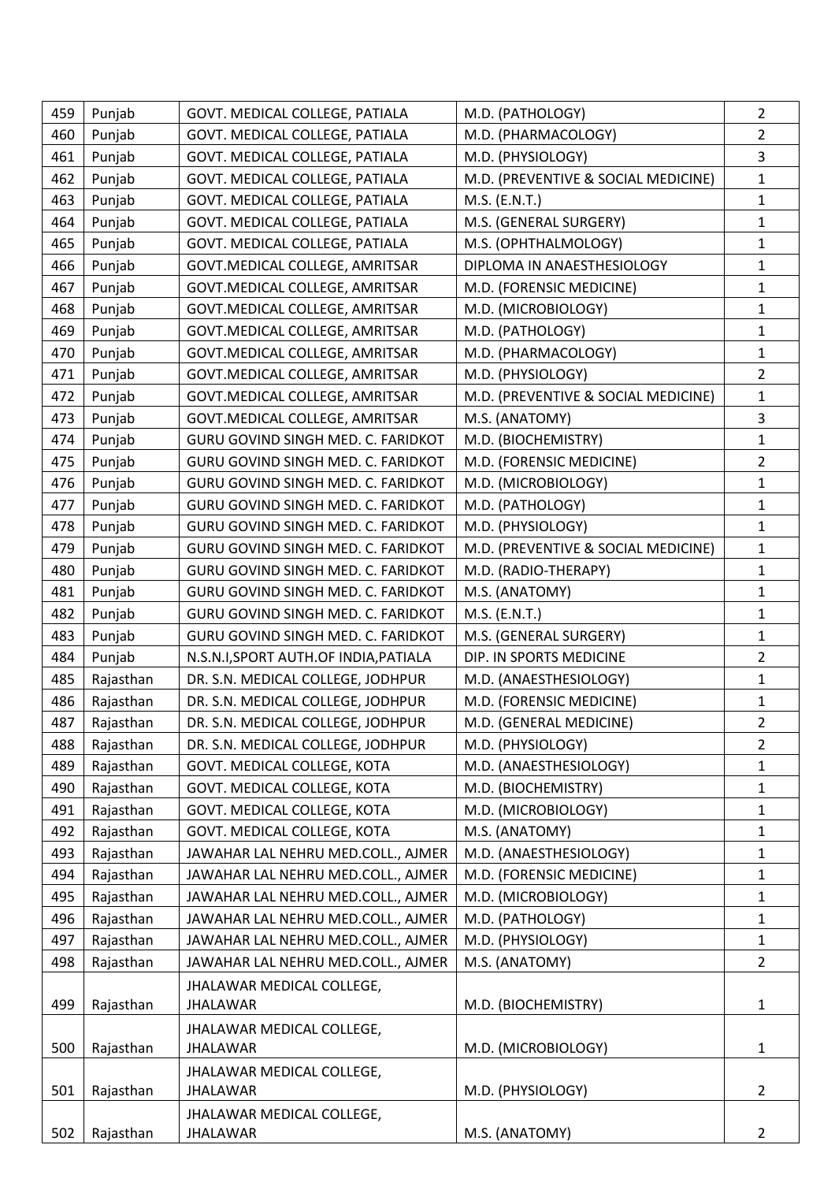| 459 | Punjab | GOVT. MEDICAL COLLEGE, PATIALA | M.D. (PATHOLOGY) | 2 |
|---|---|---|---|---|
| 460 | Punjab | GOVT. MEDICAL COLLEGE, PATIALA | M.D. (PHARMACOLOGY) | 2 |
| 461 | Punjab | GOVT. MEDICAL COLLEGE, PATIALA | M.D. (PHYSIOLOGY) | 3 |
| 462 | Punjab | GOVT. MEDICAL COLLEGE, PATIALA | M.D. (PREVENTIVE & SOCIAL MEDICINE) | 1 |
| 463 | Punjab | GOVT. MEDICAL COLLEGE, PATIALA | M.S. (E.N.T.) | 1 |
| 464 | Punjab | GOVT. MEDICAL COLLEGE, PATIALA | M.S. (GENERAL SURGERY) | 1 |
| 465 | Punjab | GOVT. MEDICAL COLLEGE, PATIALA | M.S. (OPHTHALMOLOGY) | 1 |
| 466 | Punjab | GOVT.MEDICAL COLLEGE, AMRITSAR | DIPLOMA IN ANAESTHESIOLOGY | 1 |
| 467 | Punjab | GOVT.MEDICAL COLLEGE, AMRITSAR | M.D. (FORENSIC MEDICINE) | 1 |
| 468 | Punjab | GOVT.MEDICAL COLLEGE, AMRITSAR | M.D. (MICROBIOLOGY) | 1 |
| 469 | Punjab | GOVT.MEDICAL COLLEGE, AMRITSAR | M.D. (PATHOLOGY) | 1 |
| 470 | Punjab | GOVT.MEDICAL COLLEGE, AMRITSAR | M.D. (PHARMACOLOGY) | 1 |
| 471 | Punjab | GOVT.MEDICAL COLLEGE, AMRITSAR | M.D. (PHYSIOLOGY) | 2 |
| 472 | Punjab | GOVT.MEDICAL COLLEGE, AMRITSAR | M.D. (PREVENTIVE & SOCIAL MEDICINE) | 1 |
| 473 | Punjab | GOVT.MEDICAL COLLEGE, AMRITSAR | M.S. (ANATOMY) | 3 |
| 474 | Punjab | GURU GOVIND SINGH MED. C. FARIDKOT | M.D. (BIOCHEMISTRY) | 1 |
| 475 | Punjab | GURU GOVIND SINGH MED. C. FARIDKOT | M.D. (FORENSIC MEDICINE) | 2 |
| 476 | Punjab | GURU GOVIND SINGH MED. C. FARIDKOT | M.D. (MICROBIOLOGY) | 1 |
| 477 | Punjab | GURU GOVIND SINGH MED. C. FARIDKOT | M.D. (PATHOLOGY) | 1 |
| 478 | Punjab | GURU GOVIND SINGH MED. C. FARIDKOT | M.D. (PHYSIOLOGY) | 1 |
| 479 | Punjab | GURU GOVIND SINGH MED. C. FARIDKOT | M.D. (PREVENTIVE & SOCIAL MEDICINE) | 1 |
| 480 | Punjab | GURU GOVIND SINGH MED. C. FARIDKOT | M.D. (RADIO-THERAPY) | 1 |
| 481 | Punjab | GURU GOVIND SINGH MED. C. FARIDKOT | M.S. (ANATOMY) | 1 |
| 482 | Punjab | GURU GOVIND SINGH MED. C. FARIDKOT | M.S. (E.N.T.) | 1 |
| 483 | Punjab | GURU GOVIND SINGH MED. C. FARIDKOT | M.S. (GENERAL SURGERY) | 1 |
| 484 | Punjab | N.S.N.I,SPORT AUTH.OF INDIA,PATIALA | DIP. IN SPORTS MEDICINE | 2 |
| 485 | Rajasthan | DR. S.N. MEDICAL COLLEGE, JODHPUR | M.D. (ANAESTHESIOLOGY) | 1 |
| 486 | Rajasthan | DR. S.N. MEDICAL COLLEGE, JODHPUR | M.D. (FORENSIC MEDICINE) | 1 |
| 487 | Rajasthan | DR. S.N. MEDICAL COLLEGE, JODHPUR | M.D. (GENERAL MEDICINE) | 2 |
| 488 | Rajasthan | DR. S.N. MEDICAL COLLEGE, JODHPUR | M.D. (PHYSIOLOGY) | 2 |
| 489 | Rajasthan | GOVT. MEDICAL COLLEGE, KOTA | M.D. (ANAESTHESIOLOGY) | 1 |
| 490 | Rajasthan | GOVT. MEDICAL COLLEGE, KOTA | M.D. (BIOCHEMISTRY) | 1 |
| 491 | Rajasthan | GOVT. MEDICAL COLLEGE, KOTA | M.D. (MICROBIOLOGY) | 1 |
| 492 | Rajasthan | GOVT. MEDICAL COLLEGE, KOTA | M.S. (ANATOMY) | 1 |
| 493 | Rajasthan | JAWAHAR LAL NEHRU MED.COLL., AJMER | M.D. (ANAESTHESIOLOGY) | 1 |
| 494 | Rajasthan | JAWAHAR LAL NEHRU MED.COLL., AJMER | M.D. (FORENSIC MEDICINE) | 1 |
| 495 | Rajasthan | JAWAHAR LAL NEHRU MED.COLL., AJMER | M.D. (MICROBIOLOGY) | 1 |
| 496 | Rajasthan | JAWAHAR LAL NEHRU MED.COLL., AJMER | M.D. (PATHOLOGY) | 1 |
| 497 | Rajasthan | JAWAHAR LAL NEHRU MED.COLL., AJMER | M.D. (PHYSIOLOGY) | 1 |
| 498 | Rajasthan | JAWAHAR LAL NEHRU MED.COLL., AJMER | M.S. (ANATOMY) | 2 |
| 499 | Rajasthan | JHALAWAR MEDICAL COLLEGE, JHALAWAR | M.D. (BIOCHEMISTRY) | 1 |
| 500 | Rajasthan | JHALAWAR MEDICAL COLLEGE, JHALAWAR | M.D. (MICROBIOLOGY) | 1 |
| 501 | Rajasthan | JHALAWAR MEDICAL COLLEGE, JHALAWAR | M.D. (PHYSIOLOGY) | 2 |
| 502 | Rajasthan | JHALAWAR MEDICAL COLLEGE, JHALAWAR | M.S. (ANATOMY) | 2 |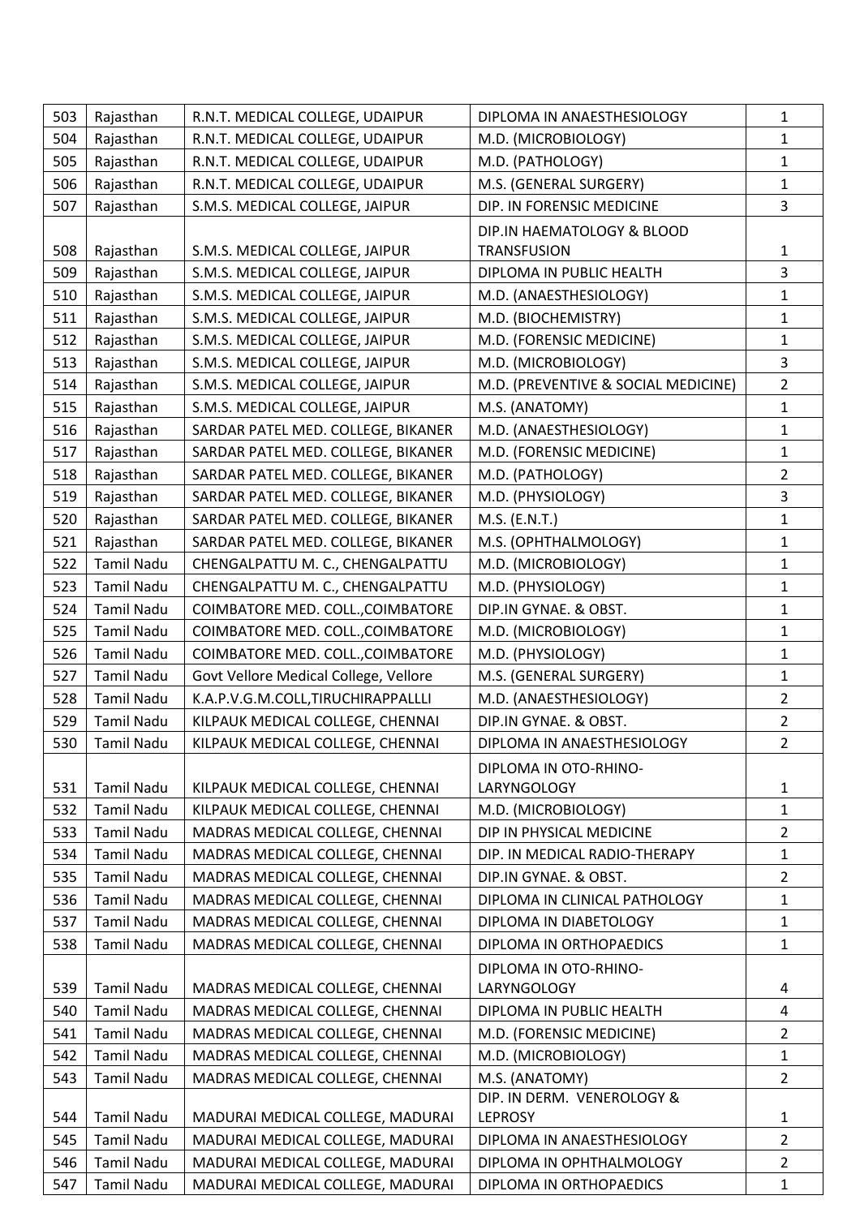| 503 | Rajasthan | R.N.T. MEDICAL COLLEGE, UDAIPUR | DIPLOMA IN ANAESTHESIOLOGY | 1 |
|---|---|---|---|---|
| 504 | Rajasthan | R.N.T. MEDICAL COLLEGE, UDAIPUR | M.D. (MICROBIOLOGY) | 1 |
| 505 | Rajasthan | R.N.T. MEDICAL COLLEGE, UDAIPUR | M.D. (PATHOLOGY) | 1 |
| 506 | Rajasthan | R.N.T. MEDICAL COLLEGE, UDAIPUR | M.S. (GENERAL SURGERY) | 1 |
| 507 | Rajasthan | S.M.S. MEDICAL COLLEGE, JAIPUR | DIP. IN FORENSIC MEDICINE | 3 |
| 508 | Rajasthan | S.M.S. MEDICAL COLLEGE, JAIPUR | DIP.IN HAEMATOLOGY & BLOOD TRANSFUSION | 1 |
| 509 | Rajasthan | S.M.S. MEDICAL COLLEGE, JAIPUR | DIPLOMA IN PUBLIC HEALTH | 3 |
| 510 | Rajasthan | S.M.S. MEDICAL COLLEGE, JAIPUR | M.D. (ANAESTHESIOLOGY) | 1 |
| 511 | Rajasthan | S.M.S. MEDICAL COLLEGE, JAIPUR | M.D. (BIOCHEMISTRY) | 1 |
| 512 | Rajasthan | S.M.S. MEDICAL COLLEGE, JAIPUR | M.D. (FORENSIC MEDICINE) | 1 |
| 513 | Rajasthan | S.M.S. MEDICAL COLLEGE, JAIPUR | M.D. (MICROBIOLOGY) | 3 |
| 514 | Rajasthan | S.M.S. MEDICAL COLLEGE, JAIPUR | M.D. (PREVENTIVE & SOCIAL MEDICINE) | 2 |
| 515 | Rajasthan | S.M.S. MEDICAL COLLEGE, JAIPUR | M.S. (ANATOMY) | 1 |
| 516 | Rajasthan | SARDAR PATEL MED. COLLEGE, BIKANER | M.D. (ANAESTHESIOLOGY) | 1 |
| 517 | Rajasthan | SARDAR PATEL MED. COLLEGE, BIKANER | M.D. (FORENSIC MEDICINE) | 1 |
| 518 | Rajasthan | SARDAR PATEL MED. COLLEGE, BIKANER | M.D. (PATHOLOGY) | 2 |
| 519 | Rajasthan | SARDAR PATEL MED. COLLEGE, BIKANER | M.D. (PHYSIOLOGY) | 3 |
| 520 | Rajasthan | SARDAR PATEL MED. COLLEGE, BIKANER | M.S. (E.N.T.) | 1 |
| 521 | Rajasthan | SARDAR PATEL MED. COLLEGE, BIKANER | M.S. (OPHTHALMOLOGY) | 1 |
| 522 | Tamil Nadu | CHENGALPATTU M. C., CHENGALPATTU | M.D. (MICROBIOLOGY) | 1 |
| 523 | Tamil Nadu | CHENGALPATTU M. C., CHENGALPATTU | M.D. (PHYSIOLOGY) | 1 |
| 524 | Tamil Nadu | COIMBATORE MED. COLL.,COIMBATORE | DIP.IN GYNAE. & OBST. | 1 |
| 525 | Tamil Nadu | COIMBATORE MED. COLL.,COIMBATORE | M.D. (MICROBIOLOGY) | 1 |
| 526 | Tamil Nadu | COIMBATORE MED. COLL.,COIMBATORE | M.D. (PHYSIOLOGY) | 1 |
| 527 | Tamil Nadu | Govt Vellore Medical College, Vellore | M.S. (GENERAL SURGERY) | 1 |
| 528 | Tamil Nadu | K.A.P.V.G.M.COLL,TIRUCHIRAPPALLLI | M.D. (ANAESTHESIOLOGY) | 2 |
| 529 | Tamil Nadu | KILPAUK MEDICAL COLLEGE, CHENNAI | DIP.IN GYNAE. & OBST. | 2 |
| 530 | Tamil Nadu | KILPAUK MEDICAL COLLEGE, CHENNAI | DIPLOMA IN ANAESTHESIOLOGY | 2 |
| 531 | Tamil Nadu | KILPAUK MEDICAL COLLEGE, CHENNAI | DIPLOMA IN OTO-RHINO-LARYNGOLOGY | 1 |
| 532 | Tamil Nadu | KILPAUK MEDICAL COLLEGE, CHENNAI | M.D. (MICROBIOLOGY) | 1 |
| 533 | Tamil Nadu | MADRAS MEDICAL COLLEGE, CHENNAI | DIP IN PHYSICAL MEDICINE | 2 |
| 534 | Tamil Nadu | MADRAS MEDICAL COLLEGE, CHENNAI | DIP. IN MEDICAL RADIO-THERAPY | 1 |
| 535 | Tamil Nadu | MADRAS MEDICAL COLLEGE, CHENNAI | DIP.IN GYNAE. & OBST. | 2 |
| 536 | Tamil Nadu | MADRAS MEDICAL COLLEGE, CHENNAI | DIPLOMA IN CLINICAL PATHOLOGY | 1 |
| 537 | Tamil Nadu | MADRAS MEDICAL COLLEGE, CHENNAI | DIPLOMA IN DIABETOLOGY | 1 |
| 538 | Tamil Nadu | MADRAS MEDICAL COLLEGE, CHENNAI | DIPLOMA IN ORTHOPAEDICS | 1 |
| 539 | Tamil Nadu | MADRAS MEDICAL COLLEGE, CHENNAI | DIPLOMA IN OTO-RHINO-LARYNGOLOGY | 4 |
| 540 | Tamil Nadu | MADRAS MEDICAL COLLEGE, CHENNAI | DIPLOMA IN PUBLIC HEALTH | 4 |
| 541 | Tamil Nadu | MADRAS MEDICAL COLLEGE, CHENNAI | M.D. (FORENSIC MEDICINE) | 2 |
| 542 | Tamil Nadu | MADRAS MEDICAL COLLEGE, CHENNAI | M.D. (MICROBIOLOGY) | 1 |
| 543 | Tamil Nadu | MADRAS MEDICAL COLLEGE, CHENNAI | M.S. (ANATOMY) | 2 |
| 544 | Tamil Nadu | MADURAI MEDICAL COLLEGE, MADURAI | DIP. IN DERM. VENEROLOGY & LEPROSY | 1 |
| 545 | Tamil Nadu | MADURAI MEDICAL COLLEGE, MADURAI | DIPLOMA IN ANAESTHESIOLOGY | 2 |
| 546 | Tamil Nadu | MADURAI MEDICAL COLLEGE, MADURAI | DIPLOMA IN OPHTHALMOLOGY | 2 |
| 547 | Tamil Nadu | MADURAI MEDICAL COLLEGE, MADURAI | DIPLOMA IN ORTHOPAEDICS | 1 |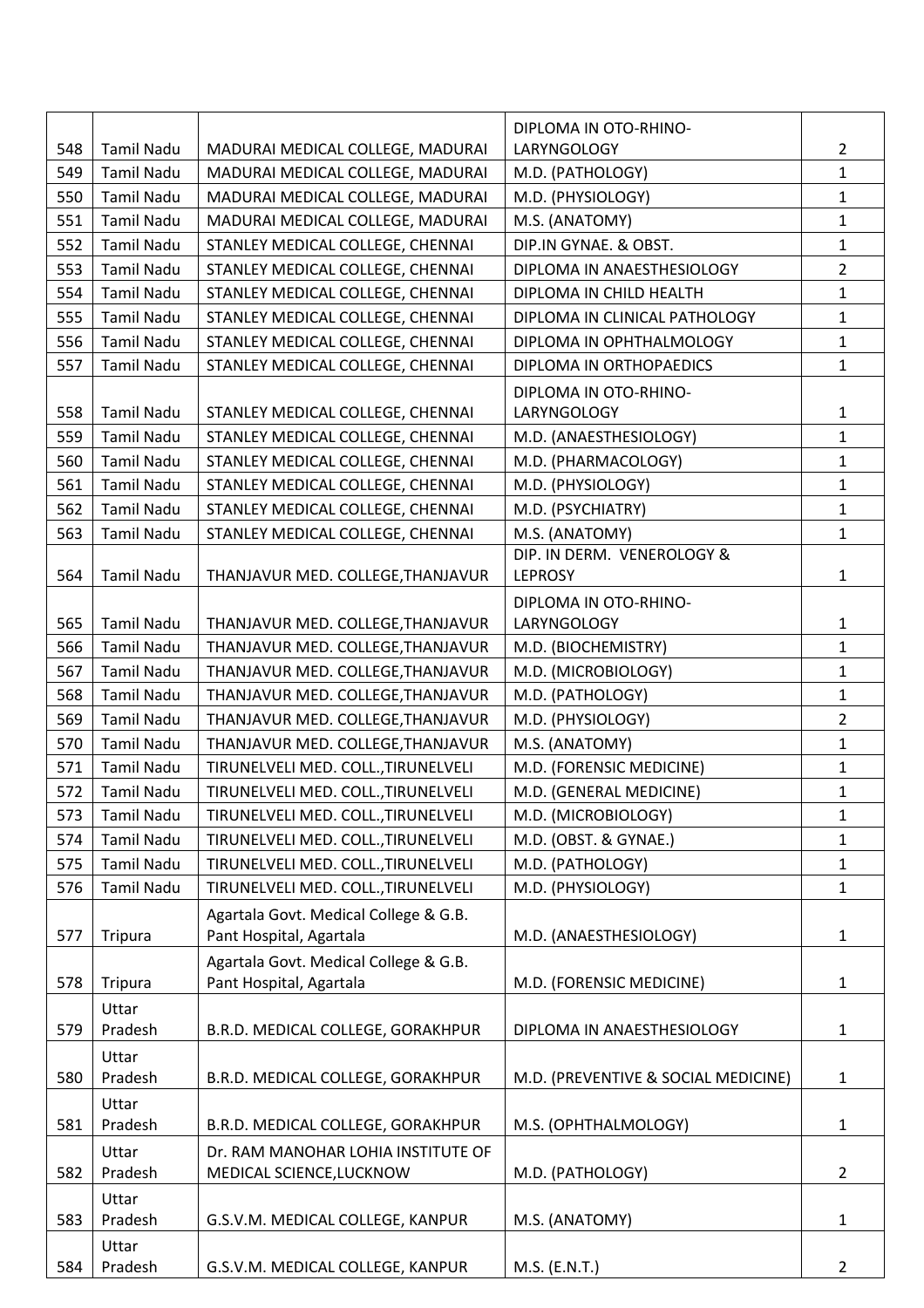| | | | | |
|---|---|---|---|---|
| 548 | Tamil Nadu | MADURAI MEDICAL COLLEGE, MADURAI | DIPLOMA IN OTO-RHINO-LARYNGOLOGY | 2 |
| 549 | Tamil Nadu | MADURAI MEDICAL COLLEGE, MADURAI | M.D. (PATHOLOGY) | 1 |
| 550 | Tamil Nadu | MADURAI MEDICAL COLLEGE, MADURAI | M.D. (PHYSIOLOGY) | 1 |
| 551 | Tamil Nadu | MADURAI MEDICAL COLLEGE, MADURAI | M.S. (ANATOMY) | 1 |
| 552 | Tamil Nadu | STANLEY MEDICAL COLLEGE, CHENNAI | DIP.IN GYNAE. & OBST. | 1 |
| 553 | Tamil Nadu | STANLEY MEDICAL COLLEGE, CHENNAI | DIPLOMA IN ANAESTHESIOLOGY | 2 |
| 554 | Tamil Nadu | STANLEY MEDICAL COLLEGE, CHENNAI | DIPLOMA IN CHILD HEALTH | 1 |
| 555 | Tamil Nadu | STANLEY MEDICAL COLLEGE, CHENNAI | DIPLOMA IN CLINICAL PATHOLOGY | 1 |
| 556 | Tamil Nadu | STANLEY MEDICAL COLLEGE, CHENNAI | DIPLOMA IN OPHTHALMOLOGY | 1 |
| 557 | Tamil Nadu | STANLEY MEDICAL COLLEGE, CHENNAI | DIPLOMA IN ORTHOPAEDICS | 1 |
| 558 | Tamil Nadu | STANLEY MEDICAL COLLEGE, CHENNAI | DIPLOMA IN OTO-RHINO-LARYNGOLOGY | 1 |
| 559 | Tamil Nadu | STANLEY MEDICAL COLLEGE, CHENNAI | M.D. (ANAESTHESIOLOGY) | 1 |
| 560 | Tamil Nadu | STANLEY MEDICAL COLLEGE, CHENNAI | M.D. (PHARMACOLOGY) | 1 |
| 561 | Tamil Nadu | STANLEY MEDICAL COLLEGE, CHENNAI | M.D. (PHYSIOLOGY) | 1 |
| 562 | Tamil Nadu | STANLEY MEDICAL COLLEGE, CHENNAI | M.D. (PSYCHIATRY) | 1 |
| 563 | Tamil Nadu | STANLEY MEDICAL COLLEGE, CHENNAI | M.S. (ANATOMY) | 1 |
| 564 | Tamil Nadu | THANJAVUR MED. COLLEGE,THANJAVUR | DIP. IN DERM. VENEROLOGY & LEPROSY | 1 |
| 565 | Tamil Nadu | THANJAVUR MED. COLLEGE,THANJAVUR | DIPLOMA IN OTO-RHINO-LARYNGOLOGY | 1 |
| 566 | Tamil Nadu | THANJAVUR MED. COLLEGE,THANJAVUR | M.D. (BIOCHEMISTRY) | 1 |
| 567 | Tamil Nadu | THANJAVUR MED. COLLEGE,THANJAVUR | M.D. (MICROBIOLOGY) | 1 |
| 568 | Tamil Nadu | THANJAVUR MED. COLLEGE,THANJAVUR | M.D. (PATHOLOGY) | 1 |
| 569 | Tamil Nadu | THANJAVUR MED. COLLEGE,THANJAVUR | M.D. (PHYSIOLOGY) | 2 |
| 570 | Tamil Nadu | THANJAVUR MED. COLLEGE,THANJAVUR | M.S. (ANATOMY) | 1 |
| 571 | Tamil Nadu | TIRUNELVELI MED. COLL.,TIRUNELVELI | M.D. (FORENSIC MEDICINE) | 1 |
| 572 | Tamil Nadu | TIRUNELVELI MED. COLL.,TIRUNELVELI | M.D. (GENERAL MEDICINE) | 1 |
| 573 | Tamil Nadu | TIRUNELVELI MED. COLL.,TIRUNELVELI | M.D. (MICROBIOLOGY) | 1 |
| 574 | Tamil Nadu | TIRUNELVELI MED. COLL.,TIRUNELVELI | M.D. (OBST. & GYNAE.) | 1 |
| 575 | Tamil Nadu | TIRUNELVELI MED. COLL.,TIRUNELVELI | M.D. (PATHOLOGY) | 1 |
| 576 | Tamil Nadu | TIRUNELVELI MED. COLL.,TIRUNELVELI | M.D. (PHYSIOLOGY) | 1 |
| 577 | Tripura | Agartala Govt. Medical College & G.B. Pant Hospital, Agartala | M.D. (ANAESTHESIOLOGY) | 1 |
| 578 | Tripura | Agartala Govt. Medical College & G.B. Pant Hospital, Agartala | M.D. (FORENSIC MEDICINE) | 1 |
| 579 | Uttar Pradesh | B.R.D. MEDICAL COLLEGE, GORAKHPUR | DIPLOMA IN ANAESTHESIOLOGY | 1 |
| 580 | Uttar Pradesh | B.R.D. MEDICAL COLLEGE, GORAKHPUR | M.D. (PREVENTIVE & SOCIAL MEDICINE) | 1 |
| 581 | Uttar Pradesh | B.R.D. MEDICAL COLLEGE, GORAKHPUR | M.S. (OPHTHALMOLOGY) | 1 |
| 582 | Uttar Pradesh | Dr. RAM MANOHAR LOHIA INSTITUTE OF MEDICAL SCIENCE,LUCKNOW | M.D. (PATHOLOGY) | 2 |
| 583 | Uttar Pradesh | G.S.V.M. MEDICAL COLLEGE, KANPUR | M.S. (ANATOMY) | 1 |
| 584 | Uttar Pradesh | G.S.V.M. MEDICAL COLLEGE, KANPUR | M.S. (E.N.T.) | 2 |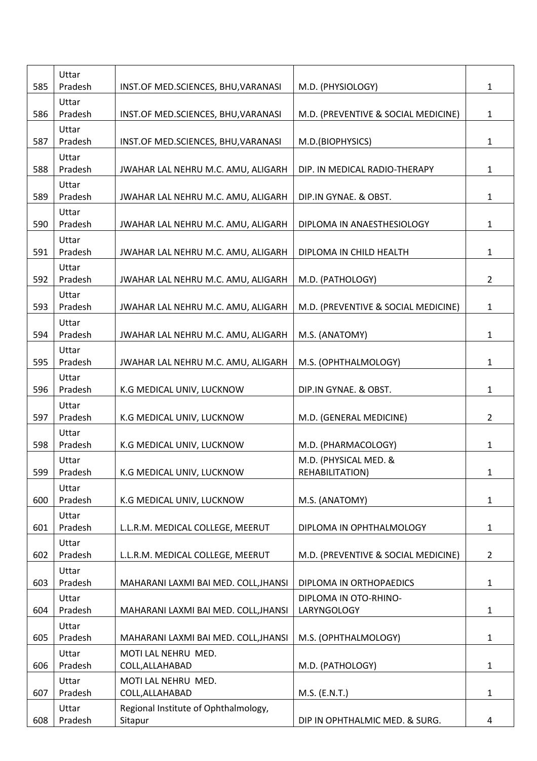| | | | | |
|---|---|---|---|---|
| 585 | Uttar Pradesh | INST.OF MED.SCIENCES, BHU,VARANASI | M.D. (PHYSIOLOGY) | 1 |
| 586 | Uttar Pradesh | INST.OF MED.SCIENCES, BHU,VARANASI | M.D. (PREVENTIVE & SOCIAL MEDICINE) | 1 |
| 587 | Uttar Pradesh | INST.OF MED.SCIENCES, BHU,VARANASI | M.D.(BIOPHYSICS) | 1 |
| 588 | Uttar Pradesh | JWAHAR LAL NEHRU M.C. AMU, ALIGARH | DIP. IN MEDICAL RADIO-THERAPY | 1 |
| 589 | Uttar Pradesh | JWAHAR LAL NEHRU M.C. AMU, ALIGARH | DIP.IN GYNAE. & OBST. | 1 |
| 590 | Uttar Pradesh | JWAHAR LAL NEHRU M.C. AMU, ALIGARH | DIPLOMA IN ANAESTHESIOLOGY | 1 |
| 591 | Uttar Pradesh | JWAHAR LAL NEHRU M.C. AMU, ALIGARH | DIPLOMA IN CHILD HEALTH | 1 |
| 592 | Uttar Pradesh | JWAHAR LAL NEHRU M.C. AMU, ALIGARH | M.D. (PATHOLOGY) | 2 |
| 593 | Uttar Pradesh | JWAHAR LAL NEHRU M.C. AMU, ALIGARH | M.D. (PREVENTIVE & SOCIAL MEDICINE) | 1 |
| 594 | Uttar Pradesh | JWAHAR LAL NEHRU M.C. AMU, ALIGARH | M.S. (ANATOMY) | 1 |
| 595 | Uttar Pradesh | JWAHAR LAL NEHRU M.C. AMU, ALIGARH | M.S. (OPHTHALMOLOGY) | 1 |
| 596 | Uttar Pradesh | K.G MEDICAL UNIV, LUCKNOW | DIP.IN GYNAE. & OBST. | 1 |
| 597 | Uttar Pradesh | K.G MEDICAL UNIV, LUCKNOW | M.D. (GENERAL MEDICINE) | 2 |
| 598 | Uttar Pradesh | K.G MEDICAL UNIV, LUCKNOW | M.D. (PHARMACOLOGY) | 1 |
| 599 | Uttar Pradesh | K.G MEDICAL UNIV, LUCKNOW | M.D. (PHYSICAL MED. & REHABILITATION) | 1 |
| 600 | Uttar Pradesh | K.G MEDICAL UNIV, LUCKNOW | M.S. (ANATOMY) | 1 |
| 601 | Uttar Pradesh | L.L.R.M. MEDICAL COLLEGE, MEERUT | DIPLOMA IN OPHTHALMOLOGY | 1 |
| 602 | Uttar Pradesh | L.L.R.M. MEDICAL COLLEGE, MEERUT | M.D. (PREVENTIVE & SOCIAL MEDICINE) | 2 |
| 603 | Uttar Pradesh | MAHARANI LAXMI BAI MED. COLL,JHANSI | DIPLOMA IN ORTHOPAEDICS | 1 |
| 604 | Uttar Pradesh | MAHARANI LAXMI BAI MED. COLL,JHANSI | DIPLOMA IN OTO-RHINO-LARYNGOLOGY | 1 |
| 605 | Uttar Pradesh | MAHARANI LAXMI BAI MED. COLL,JHANSI | M.S. (OPHTHALMOLOGY) | 1 |
| 606 | Uttar Pradesh | MOTI LAL NEHRU MED. COLL,ALLAHABAD | M.D. (PATHOLOGY) | 1 |
| 607 | Uttar Pradesh | MOTI LAL NEHRU MED. COLL,ALLAHABAD | M.S. (E.N.T.) | 1 |
| 608 | Uttar Pradesh | Regional Institute of Ophthalmology, Sitapur | DIP IN OPHTHALMIC MED. & SURG. | 4 |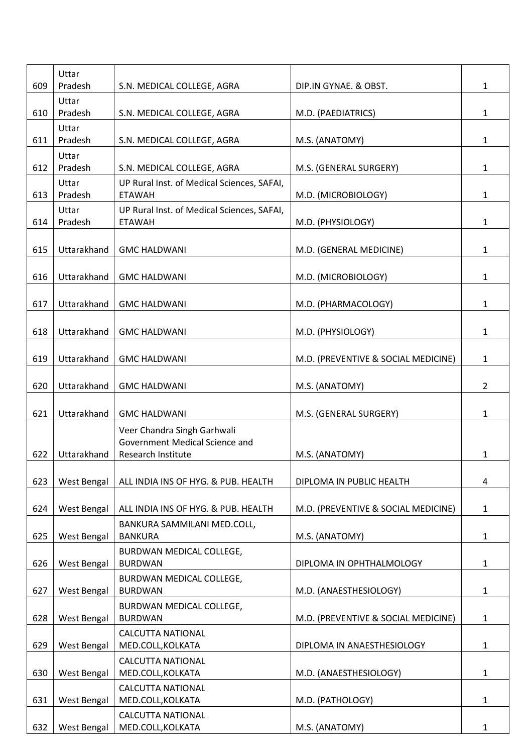| 609 | Uttar Pradesh | S.N. MEDICAL COLLEGE, AGRA | DIP.IN GYNAE. & OBST. | 1 |
|---|---|---|---|---|
| 610 | Uttar Pradesh | S.N. MEDICAL COLLEGE, AGRA | M.D. (PAEDIATRICS) | 1 |
| 611 | Uttar Pradesh | S.N. MEDICAL COLLEGE, AGRA | M.S. (ANATOMY) | 1 |
| 612 | Uttar Pradesh | S.N. MEDICAL COLLEGE, AGRA | M.S. (GENERAL SURGERY) | 1 |
| 613 | Uttar Pradesh | UP Rural Inst. of Medical Sciences, SAFAI, ETAWAH | M.D. (MICROBIOLOGY) | 1 |
| 614 | Uttar Pradesh | UP Rural Inst. of Medical Sciences, SAFAI, ETAWAH | M.D. (PHYSIOLOGY) | 1 |
| 615 | Uttarakhand | GMC HALDWANI | M.D. (GENERAL MEDICINE) | 1 |
| 616 | Uttarakhand | GMC HALDWANI | M.D. (MICROBIOLOGY) | 1 |
| 617 | Uttarakhand | GMC HALDWANI | M.D. (PHARMACOLOGY) | 1 |
| 618 | Uttarakhand | GMC HALDWANI | M.D. (PHYSIOLOGY) | 1 |
| 619 | Uttarakhand | GMC HALDWANI | M.D. (PREVENTIVE & SOCIAL MEDICINE) | 1 |
| 620 | Uttarakhand | GMC HALDWANI | M.S. (ANATOMY) | 2 |
| 621 | Uttarakhand | GMC HALDWANI | M.S. (GENERAL SURGERY) | 1 |
| 622 | Uttarakhand | Veer Chandra Singh Garhwali Government Medical Science and Research Institute | M.S. (ANATOMY) | 1 |
| 623 | West Bengal | ALL INDIA INS OF HYG. & PUB. HEALTH | DIPLOMA IN PUBLIC HEALTH | 4 |
| 624 | West Bengal | ALL INDIA INS OF HYG. & PUB. HEALTH | M.D. (PREVENTIVE & SOCIAL MEDICINE) | 1 |
| 625 | West Bengal | BANKURA SAMMILANI MED.COLL, BANKURA | M.S. (ANATOMY) | 1 |
| 626 | West Bengal | BURDWAN MEDICAL COLLEGE, BURDWAN | DIPLOMA IN OPHTHALMOLOGY | 1 |
| 627 | West Bengal | BURDWAN MEDICAL COLLEGE, BURDWAN | M.D. (ANAESTHESIOLOGY) | 1 |
| 628 | West Bengal | BURDWAN MEDICAL COLLEGE, BURDWAN | M.D. (PREVENTIVE & SOCIAL MEDICINE) | 1 |
| 629 | West Bengal | CALCUTTA NATIONAL MED.COLL,KOLKATA | DIPLOMA IN ANAESTHESIOLOGY | 1 |
| 630 | West Bengal | CALCUTTA NATIONAL MED.COLL,KOLKATA | M.D. (ANAESTHESIOLOGY) | 1 |
| 631 | West Bengal | CALCUTTA NATIONAL MED.COLL,KOLKATA | M.D. (PATHOLOGY) | 1 |
| 632 | West Bengal | CALCUTTA NATIONAL MED.COLL,KOLKATA | M.S. (ANATOMY) | 1 |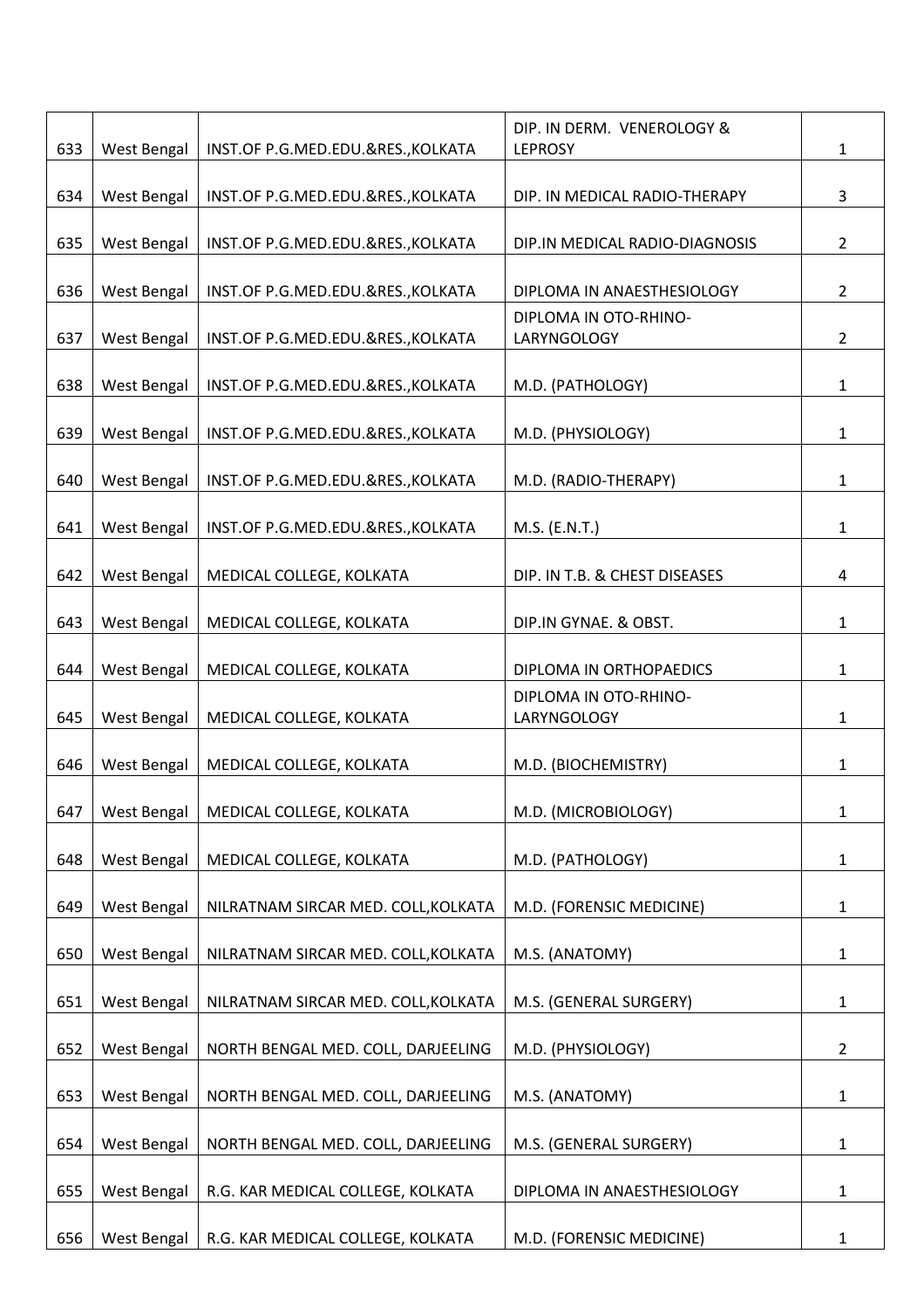| | | | | |
|---|---|---|---|---|
| 633 | West Bengal | INST.OF P.G.MED.EDU.&RES.,KOLKATA | DIP. IN DERM. VENEROLOGY & LEPROSY | 1 |
| 634 | West Bengal | INST.OF P.G.MED.EDU.&RES.,KOLKATA | DIP. IN MEDICAL RADIO-THERAPY | 3 |
| 635 | West Bengal | INST.OF P.G.MED.EDU.&RES.,KOLKATA | DIP.IN MEDICAL RADIO-DIAGNOSIS | 2 |
| 636 | West Bengal | INST.OF P.G.MED.EDU.&RES.,KOLKATA | DIPLOMA IN ANAESTHESIOLOGY | 2 |
| 637 | West Bengal | INST.OF P.G.MED.EDU.&RES.,KOLKATA | DIPLOMA IN OTO-RHINO-LARYNGOLOGY | 2 |
| 638 | West Bengal | INST.OF P.G.MED.EDU.&RES.,KOLKATA | M.D. (PATHOLOGY) | 1 |
| 639 | West Bengal | INST.OF P.G.MED.EDU.&RES.,KOLKATA | M.D. (PHYSIOLOGY) | 1 |
| 640 | West Bengal | INST.OF P.G.MED.EDU.&RES.,KOLKATA | M.D. (RADIO-THERAPY) | 1 |
| 641 | West Bengal | INST.OF P.G.MED.EDU.&RES.,KOLKATA | M.S. (E.N.T.) | 1 |
| 642 | West Bengal | MEDICAL COLLEGE, KOLKATA | DIP. IN T.B. & CHEST DISEASES | 4 |
| 643 | West Bengal | MEDICAL COLLEGE, KOLKATA | DIP.IN GYNAE. & OBST. | 1 |
| 644 | West Bengal | MEDICAL COLLEGE, KOLKATA | DIPLOMA IN ORTHOPAEDICS | 1 |
| 645 | West Bengal | MEDICAL COLLEGE, KOLKATA | DIPLOMA IN OTO-RHINO-LARYNGOLOGY | 1 |
| 646 | West Bengal | MEDICAL COLLEGE, KOLKATA | M.D. (BIOCHEMISTRY) | 1 |
| 647 | West Bengal | MEDICAL COLLEGE, KOLKATA | M.D. (MICROBIOLOGY) | 1 |
| 648 | West Bengal | MEDICAL COLLEGE, KOLKATA | M.D. (PATHOLOGY) | 1 |
| 649 | West Bengal | NILRATNAM SIRCAR MED. COLL,KOLKATA | M.D. (FORENSIC MEDICINE) | 1 |
| 650 | West Bengal | NILRATNAM SIRCAR MED. COLL,KOLKATA | M.S. (ANATOMY) | 1 |
| 651 | West Bengal | NILRATNAM SIRCAR MED. COLL,KOLKATA | M.S. (GENERAL SURGERY) | 1 |
| 652 | West Bengal | NORTH BENGAL MED. COLL, DARJEELING | M.D. (PHYSIOLOGY) | 2 |
| 653 | West Bengal | NORTH BENGAL MED. COLL, DARJEELING | M.S. (ANATOMY) | 1 |
| 654 | West Bengal | NORTH BENGAL MED. COLL, DARJEELING | M.S. (GENERAL SURGERY) | 1 |
| 655 | West Bengal | R.G. KAR MEDICAL COLLEGE, KOLKATA | DIPLOMA IN ANAESTHESIOLOGY | 1 |
| 656 | West Bengal | R.G. KAR MEDICAL COLLEGE, KOLKATA | M.D. (FORENSIC MEDICINE) | 1 |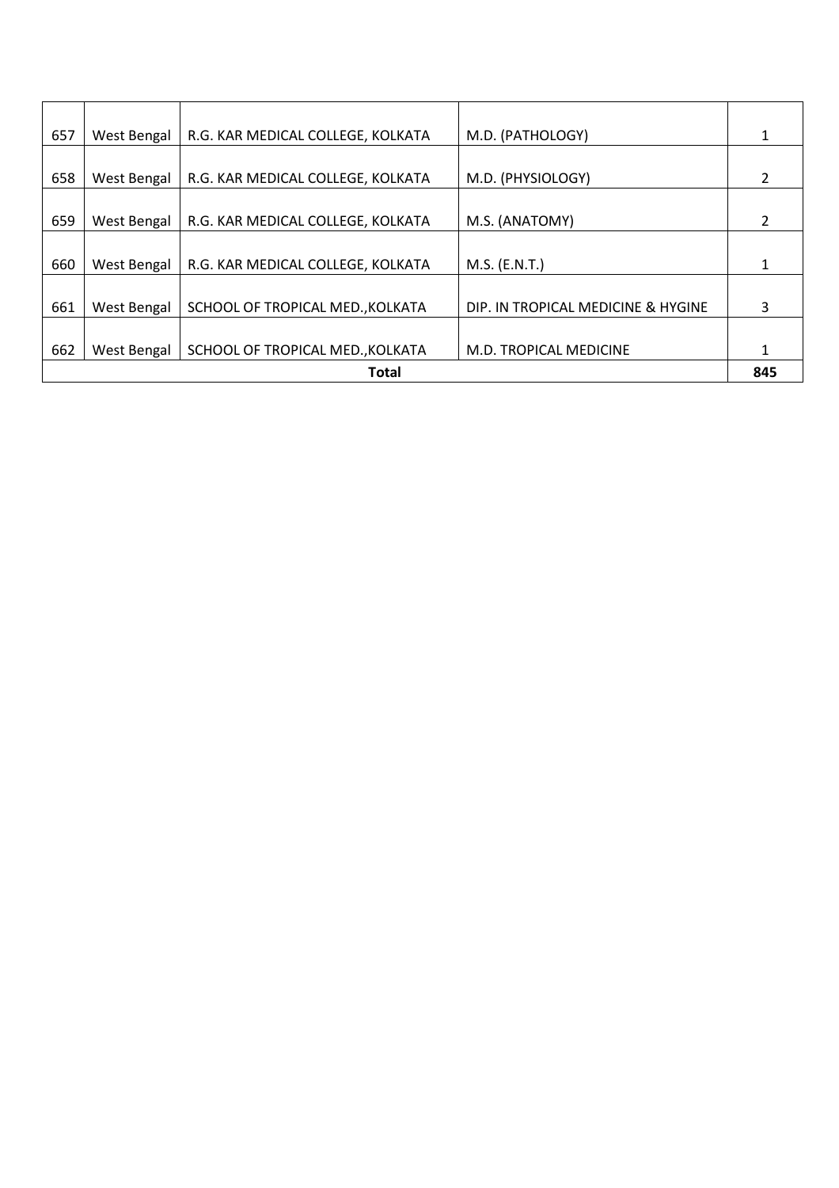| | | | | |
|---|---|---|---|---|
| 657 | West Bengal | R.G. KAR MEDICAL COLLEGE, KOLKATA | M.D. (PATHOLOGY) | 1 |
| 658 | West Bengal | R.G. KAR MEDICAL COLLEGE, KOLKATA | M.D. (PHYSIOLOGY) | 2 |
| 659 | West Bengal | R.G. KAR MEDICAL COLLEGE, KOLKATA | M.S. (ANATOMY) | 2 |
| 660 | West Bengal | R.G. KAR MEDICAL COLLEGE, KOLKATA | M.S. (E.N.T.) | 1 |
| 661 | West Bengal | SCHOOL OF TROPICAL MED.,KOLKATA | DIP. IN TROPICAL MEDICINE & HYGINE | 3 |
| 662 | West Bengal | SCHOOL OF TROPICAL MED.,KOLKATA | M.D. TROPICAL MEDICINE | 1 |
| **Total** | | | | **845** |